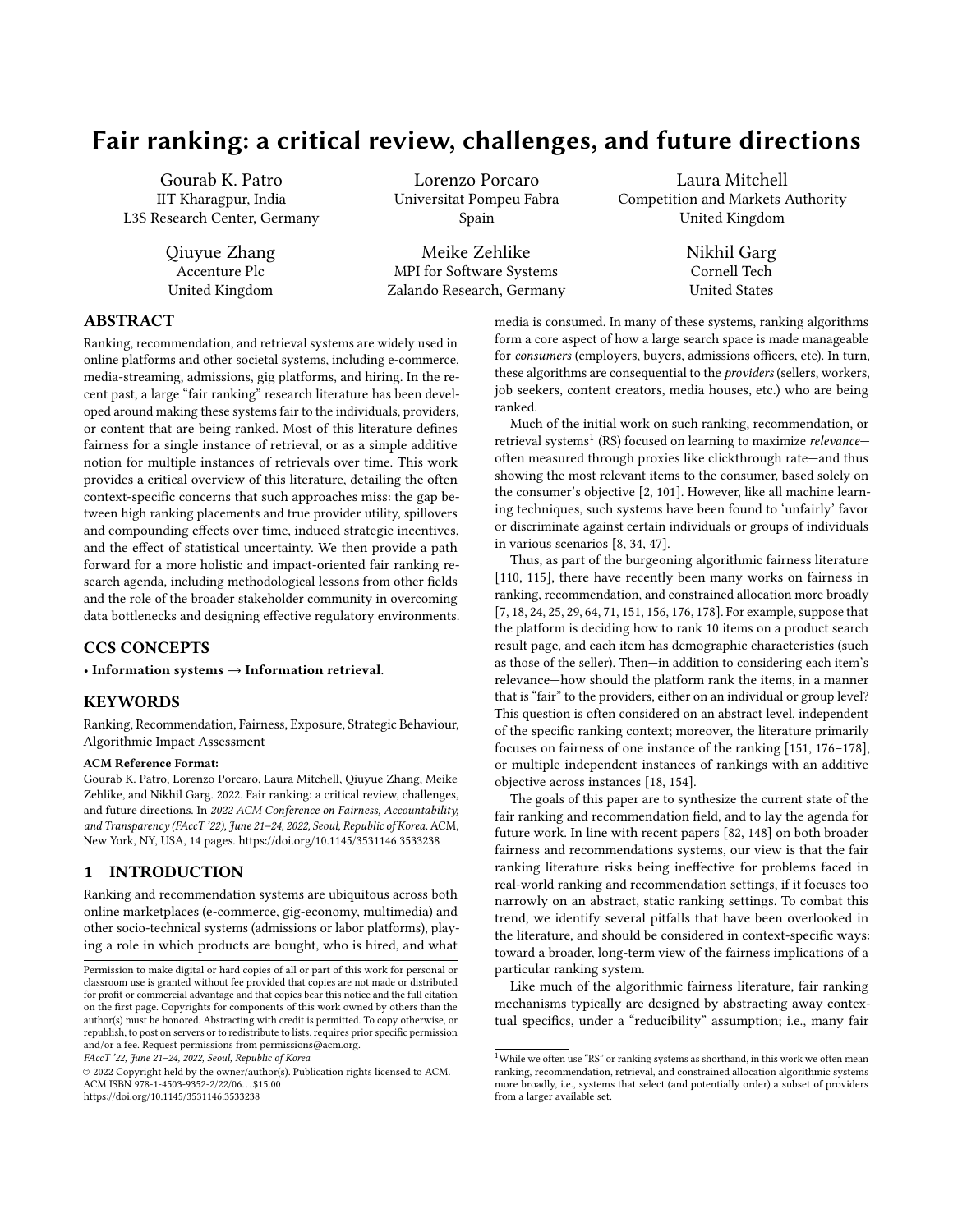# Fair ranking: a critical review, challenges, and future directions

Gourab K. Patro
IIT Kharagpur, India
L3S Research Center, Germany

Lorenzo Porcaro
Universitat Pompeu Fabra
Spain

Laura Mitchell
Competition and Markets Authority
United Kingdom

Qiuyue Zhang
Accenture Plc
United Kingdom

Meike Zehlike
MPI for Software Systems
Zalando Research, Germany

Nikhil Garg
Cornell Tech
United States

## ABSTRACT

Ranking, recommendation, and retrieval systems are widely used in online platforms and other societal systems, including e-commerce, media-streaming, admissions, gig platforms, and hiring. In the recent past, a large "fair ranking" research literature has been developed around making these systems fair to the individuals, providers, or content that are being ranked. Most of this literature defines fairness for a single instance of retrieval, or as a simple additive notion for multiple instances of retrievals over time. This work provides a critical overview of this literature, detailing the often context-specific concerns that such approaches miss: the gap between high ranking placements and true provider utility, spillovers and compounding effects over time, induced strategic incentives, and the effect of statistical uncertainty. We then provide a path forward for a more holistic and impact-oriented fair ranking research agenda, including methodological lessons from other fields and the role of the broader stakeholder community in overcoming data bottlenecks and designing effective regulatory environments.

## CCS CONCEPTS

• **Information systems → Information retrieval**.

## KEYWORDS

Ranking, Recommendation, Fairness, Exposure, Strategic Behaviour, Algorithmic Impact Assessment

**ACM Reference Format:**
Gourab K. Patro, Lorenzo Porcaro, Laura Mitchell, Qiuyue Zhang, Meike Zehlike, and Nikhil Garg. 2022. Fair ranking: a critical review, challenges, and future directions. In *2022 ACM Conference on Fairness, Accountability, and Transparency (FAccT '22), June 21–24, 2022, Seoul, Republic of Korea.* ACM, New York, NY, USA, 14 pages. https://doi.org/10.1145/3531146.3533238

## 1 INTRODUCTION

Ranking and recommendation systems are ubiquitous across both online marketplaces (e-commerce, gig-economy, multimedia) and other socio-technical systems (admissions or labor platforms), playing a role in which products are bought, who is hired, and what media is consumed. In many of these systems, ranking algorithms form a core aspect of how a large search space is made manageable for *consumers* (employers, buyers, admissions officers, etc). In turn, these algorithms are consequential to the *providers* (sellers, workers, job seekers, content creators, media houses, etc.) who are being ranked.

Much of the initial work on such ranking, recommendation, or retrieval systems[1] (RS) focused on learning to maximize *relevance*—often measured through proxies like clickthrough rate—and thus showing the most relevant items to the consumer, based solely on the consumer's objective [2, 101]. However, like all machine learning techniques, such systems have been found to 'unfairly' favor or discriminate against certain individuals or groups of individuals in various scenarios [8, 34, 47].

Thus, as part of the burgeoning algorithmic fairness literature [110, 115], there have recently been many works on fairness in ranking, recommendation, and constrained allocation more broadly [7, 18, 24, 25, 29, 64, 71, 151, 156, 176, 178]. For example, suppose that the platform is deciding how to rank 10 items on a product search result page, and each item has demographic characteristics (such as those of the seller). Then—in addition to considering each item's relevance—how should the platform rank the items, in a manner that is "fair" to the providers, either on an individual or group level? This question is often considered on an abstract level, independent of the specific ranking context; moreover, the literature primarily focuses on fairness of one instance of the ranking [151, 176–178], or multiple independent instances of rankings with an additive objective across instances [18, 154].

The goals of this paper are to synthesize the current state of the fair ranking and recommendation field, and to lay the agenda for future work. In line with recent papers [82, 148] on both broader fairness and recommendations systems, our view is that the fair ranking literature risks being ineffective for problems faced in real-world ranking and recommendation settings, if it focuses too narrowly on an abstract, static ranking settings. To combat this trend, we identify several pitfalls that have been overlooked in the literature, and should be considered in context-specific ways: toward a broader, long-term view of the fairness implications of a particular ranking system.

Like much of the algorithmic fairness literature, fair ranking mechanisms typically are designed by abstracting away contextual specifics, under a "reducibility" assumption; i.e., many fair

[1] While we often use "RS" or ranking systems as shorthand, in this work we often mean ranking, recommendation, retrieval, and constrained allocation algorithmic systems more broadly, i.e., systems that select (and potentially order) a subset of providers from a larger available set.

Permission to make digital or hard copies of all or part of this work for personal or classroom use is granted without fee provided that copies are not made or distributed for profit or commercial advantage and that copies bear this notice and the full citation on the first page. Copyrights for components of this work owned by others than the author(s) must be honored. Abstracting with credit is permitted. To copy otherwise, or republish, to post on servers or to redistribute to lists, requires prior specific permission and/or a fee. Request permissions from permissions@acm.org.
*FAccT '22, June 21–24, 2022, Seoul, Republic of Korea*
© 2022 Copyright held by the owner/author(s). Publication rights licensed to ACM.
ACM ISBN 978-1-4503-9352-2/22/06…$15.00
https://doi.org/10.1145/3531146.3533238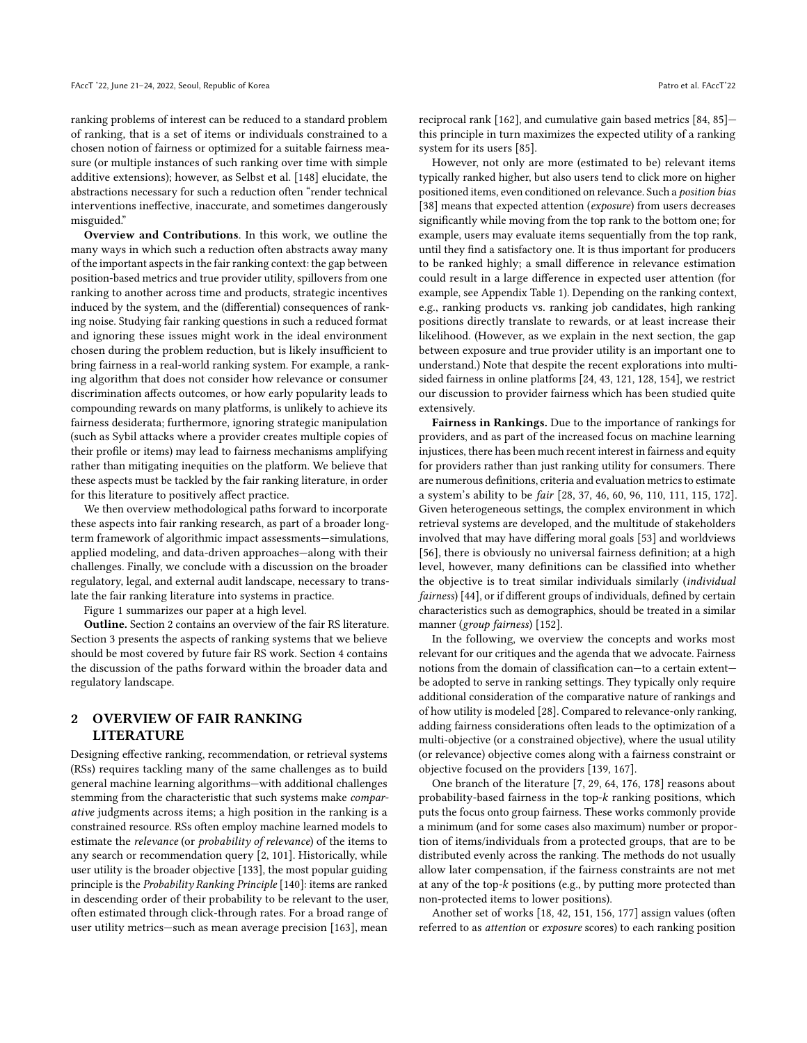ranking problems of interest can be reduced to a standard problem of ranking, that is a set of items or individuals constrained to a chosen notion of fairness or optimized for a suitable fairness measure (or multiple instances of such ranking over time with simple additive extensions); however, as Selbst et al. [148] elucidate, the abstractions necessary for such a reduction often "render technical interventions ineffective, inaccurate, and sometimes dangerously misguided."

**Overview and Contributions**. In this work, we outline the many ways in which such a reduction often abstracts away many of the important aspects in the fair ranking context: the gap between position-based metrics and true provider utility, spillovers from one ranking to another across time and products, strategic incentives induced by the system, and the (differential) consequences of ranking noise. Studying fair ranking questions in such a reduced format and ignoring these issues might work in the ideal environment chosen during the problem reduction, but is likely insufficient to bring fairness in a real-world ranking system. For example, a ranking algorithm that does not consider how relevance or consumer discrimination affects outcomes, or how early popularity leads to compounding rewards on many platforms, is unlikely to achieve its fairness desiderata; furthermore, ignoring strategic manipulation (such as Sybil attacks where a provider creates multiple copies of their profile or items) may lead to fairness mechanisms amplifying rather than mitigating inequities on the platform. We believe that these aspects must be tackled by the fair ranking literature, in order for this literature to positively affect practice.

We then overview methodological paths forward to incorporate these aspects into fair ranking research, as part of a broader long-term framework of algorithmic impact assessments—simulations, applied modeling, and data-driven approaches—along with their challenges. Finally, we conclude with a discussion on the broader regulatory, legal, and external audit landscape, necessary to translate the fair ranking literature into systems in practice.

Figure 1 summarizes our paper at a high level.

**Outline.** Section 2 contains an overview of the fair RS literature. Section 3 presents the aspects of ranking systems that we believe should be most covered by future fair RS work. Section 4 contains the discussion of the paths forward within the broader data and regulatory landscape.

## 2 OVERVIEW OF FAIR RANKING LITERATURE

Designing effective ranking, recommendation, or retrieval systems (RSs) requires tackling many of the same challenges as to build general machine learning algorithms—with additional challenges stemming from the characteristic that such systems make *comparative* judgments across items; a high position in the ranking is a constrained resource. RSs often employ machine learned models to estimate the *relevance* (or *probability of relevance*) of the items to any search or recommendation query [2, 101]. Historically, while user utility is the broader objective [133], the most popular guiding principle is the *Probability Ranking Principle* [140]: items are ranked in descending order of their probability to be relevant to the user, often estimated through click-through rates. For a broad range of user utility metrics—such as mean average precision [163], mean reciprocal rank [162], and cumulative gain based metrics [84, 85]—this principle in turn maximizes the expected utility of a ranking system for its users [85].

However, not only are more (estimated to be) relevant items typically ranked higher, but also users tend to click more on higher positioned items, even conditioned on relevance. Such a *position bias* [38] means that expected attention (*exposure*) from users decreases significantly while moving from the top rank to the bottom one; for example, users may evaluate items sequentially from the top rank, until they find a satisfactory one. It is thus important for producers to be ranked highly; a small difference in relevance estimation could result in a large difference in expected user attention (for example, see Appendix Table 1). Depending on the ranking context, e.g., ranking products vs. ranking job candidates, high ranking positions directly translate to rewards, or at least increase their likelihood. (However, as we explain in the next section, the gap between exposure and true provider utility is an important one to understand.) Note that despite the recent explorations into multi-sided fairness in online platforms [24, 43, 121, 128, 154], we restrict our discussion to provider fairness which has been studied quite extensively.

**Fairness in Rankings.** Due to the importance of rankings for providers, and as part of the increased focus on machine learning injustices, there has been much recent interest in fairness and equity for providers rather than just ranking utility for consumers. There are numerous definitions, criteria and evaluation metrics to estimate a system's ability to be *fair* [28, 37, 46, 60, 96, 110, 111, 115, 172]. Given heterogeneous settings, the complex environment in which retrieval systems are developed, and the multitude of stakeholders involved that may have differing moral goals [53] and worldviews [56], there is obviously no universal fairness definition; at a high level, however, many definitions can be classified into whether the objective is to treat similar individuals similarly (*individual fairness*) [44], or if different groups of individuals, defined by certain characteristics such as demographics, should be treated in a similar manner (*group fairness*) [152].

In the following, we overview the concepts and works most relevant for our critiques and the agenda that we advocate. Fairness notions from the domain of classification can—to a certain extent—be adopted to serve in ranking settings. They typically only require additional consideration of the comparative nature of rankings and of how utility is modeled [28]. Compared to relevance-only ranking, adding fairness considerations often leads to the optimization of a multi-objective (or a constrained objective), where the usual utility (or relevance) objective comes along with a fairness constraint or objective focused on the providers [139, 167].

One branch of the literature [7, 29, 64, 176, 178] reasons about probability-based fairness in the top-$k$ ranking positions, which puts the focus onto group fairness. These works commonly provide a minimum (and for some cases also maximum) number or proportion of items/individuals from a protected groups, that are to be distributed evenly across the ranking. The methods do not usually allow later compensation, if the fairness constraints are not met at any of the top-$k$ positions (e.g., by putting more protected than non-protected items to lower positions).

Another set of works [18, 42, 151, 156, 177] assign values (often referred to as *attention* or *exposure* scores) to each ranking position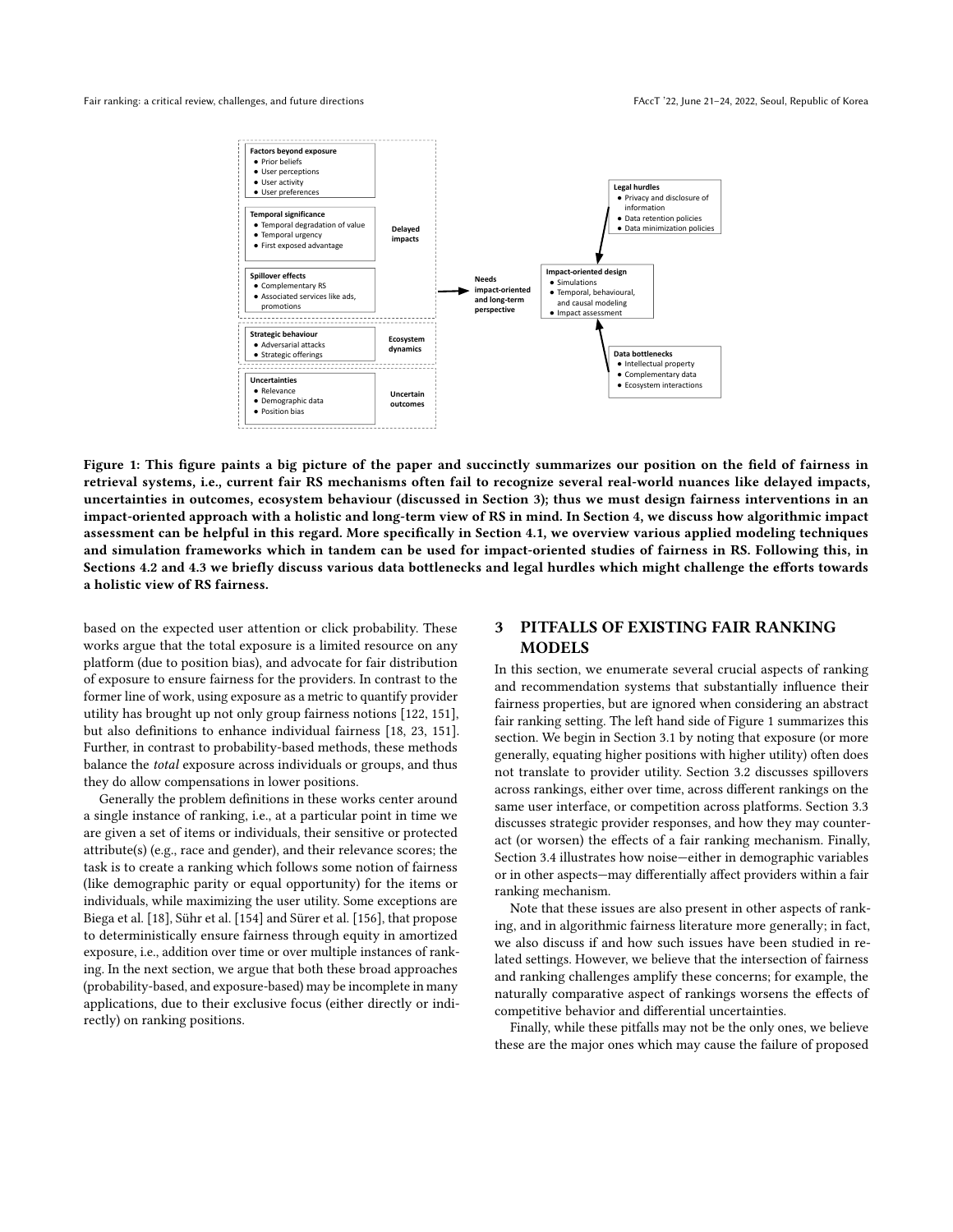Factors beyond exposure
- Prior beliefs
- User perceptions
- User activity
- User preferences

Temporal significance
- Temporal degradation of value
- Temporal urgency
- First exposed advantage

Spillover effects
- Complementary RS
- Associated services like ads, promotions

Delayed impacts

Strategic behaviour
- Adversarial attacks
- Strategic offerings

Ecosystem dynamics

Uncertainties
- Relevance
- Demographic data
- Position bias

Uncertain outcomes

Needs impact-oriented and long-term perspective

Legal hurdles
- Privacy and disclosure of information
- Data retention policies
- Data minimization policies

Impact-oriented design
- Simulations
- Temporal, behavioural, and causal modeling
- Impact assessment

Data bottlenecks
- Intellectual property
- Complementary data
- Ecosystem interactions

**Figure 1: This figure paints a big picture of the paper and succinctly summarizes our position on the field of fairness in retrieval systems, i.e., current fair RS mechanisms often fail to recognize several real-world nuances like delayed impacts, uncertainties in outcomes, ecosystem behaviour (discussed in Section 3); thus we must design fairness interventions in an impact-oriented approach with a holistic and long-term view of RS in mind. In Section 4, we discuss how algorithmic impact assessment can be helpful in this regard. More specifically in Section 4.1, we overview various applied modeling techniques and simulation frameworks which in tandem can be used for impact-oriented studies of fairness in RS. Following this, in Sections 4.2 and 4.3 we briefly discuss various data bottlenecks and legal hurdles which might challenge the efforts towards a holistic view of RS fairness.**

based on the expected user attention or click probability. These works argue that the total exposure is a limited resource on any platform (due to position bias), and advocate for fair distribution of exposure to ensure fairness for the providers. In contrast to the former line of work, using exposure as a metric to quantify provider utility has brought up not only group fairness notions [122, 151], but also definitions to enhance individual fairness [18, 23, 151]. Further, in contrast to probability-based methods, these methods balance the *total* exposure across individuals or groups, and thus they do allow compensations in lower positions.

Generally the problem definitions in these works center around a single instance of ranking, i.e., at a particular point in time we are given a set of items or individuals, their sensitive or protected attribute(s) (e.g., race and gender), and their relevance scores; the task is to create a ranking which follows some notion of fairness (like demographic parity or equal opportunity) for the items or individuals, while maximizing the user utility. Some exceptions are Biega et al. [18], Sühr et al. [154] and Sürer et al. [156], that propose to deterministically ensure fairness through equity in amortized exposure, i.e., addition over time or over multiple instances of ranking. In the next section, we argue that both these broad approaches (probability-based, and exposure-based) may be incomplete in many applications, due to their exclusive focus (either directly or indirectly) on ranking positions.

## 3 PITFALLS OF EXISTING FAIR RANKING MODELS

In this section, we enumerate several crucial aspects of ranking and recommendation systems that substantially influence their fairness properties, but are ignored when considering an abstract fair ranking setting. The left hand side of Figure 1 summarizes this section. We begin in Section 3.1 by noting that exposure (or more generally, equating higher positions with higher utility) often does not translate to provider utility. Section 3.2 discusses spillovers across rankings, either over time, across different rankings on the same user interface, or competition across platforms. Section 3.3 discusses strategic provider responses, and how they may counteract (or worsen) the effects of a fair ranking mechanism. Finally, Section 3.4 illustrates how noise—either in demographic variables or in other aspects—may differentially affect providers within a fair ranking mechanism.

Note that these issues are also present in other aspects of ranking, and in algorithmic fairness literature more generally; in fact, we also discuss if and how such issues have been studied in related settings. However, we believe that the intersection of fairness and ranking challenges amplify these concerns; for example, the naturally comparative aspect of rankings worsens the effects of competitive behavior and differential uncertainties.

Finally, while these pitfalls may not be the only ones, we believe these are the major ones which may cause the failure of proposed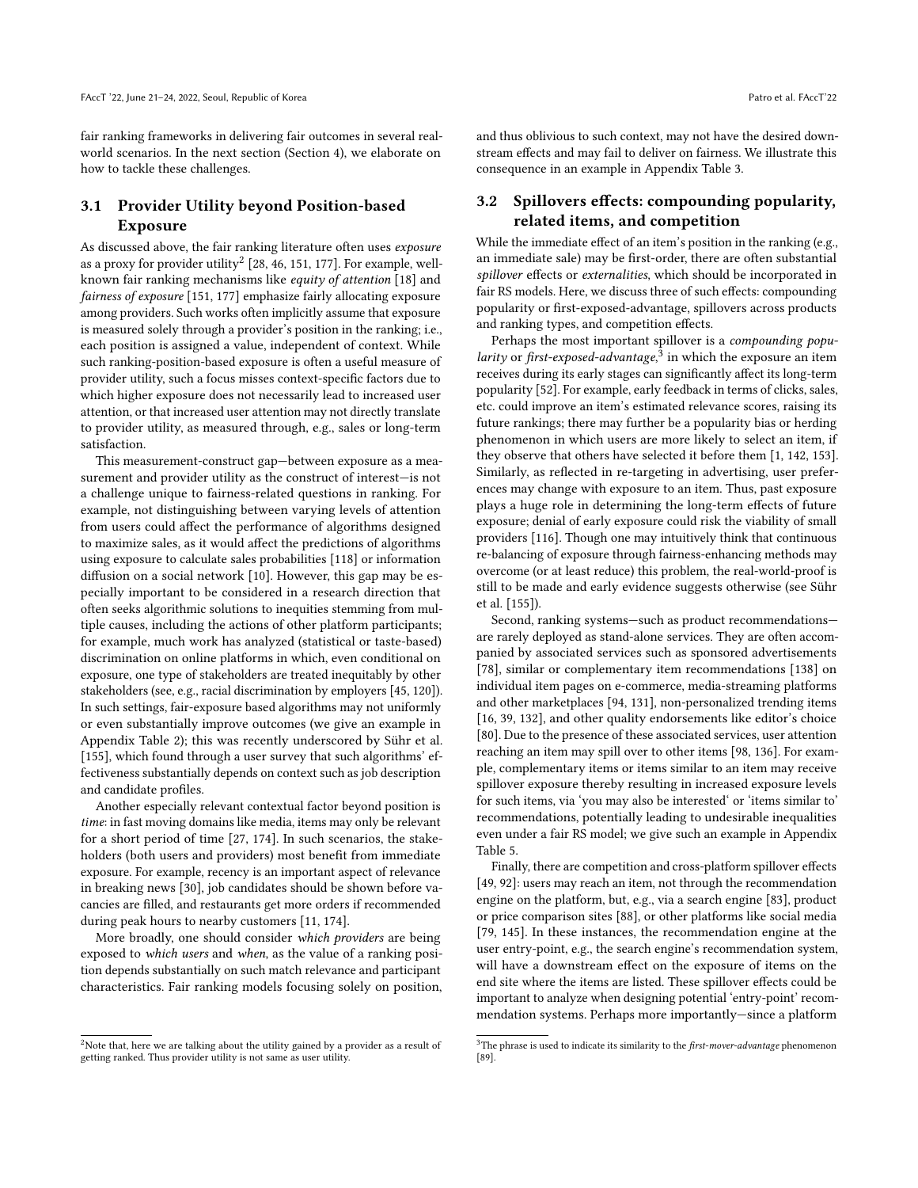fair ranking frameworks in delivering fair outcomes in several real-world scenarios. In the next section (Section 4), we elaborate on how to tackle these challenges.

### 3.1 Provider Utility beyond Position-based Exposure

As discussed above, the fair ranking literature often uses *exposure* as a proxy for provider utility[2] [28, 46, 151, 177]. For example, well-known fair ranking mechanisms like *equity of attention* [18] and *fairness of exposure* [151, 177] emphasize fairly allocating exposure among providers. Such works often implicitly assume that exposure is measured solely through a provider's position in the ranking; i.e., each position is assigned a value, independent of context. While such ranking-position-based exposure is often a useful measure of provider utility, such a focus misses context-specific factors due to which higher exposure does not necessarily lead to increased user attention, or that increased user attention may not directly translate to provider utility, as measured through, e.g., sales or long-term satisfaction.

This measurement-construct gap—between exposure as a measurement and provider utility as the construct of interest—is not a challenge unique to fairness-related questions in ranking. For example, not distinguishing between varying levels of attention from users could affect the performance of algorithms designed to maximize sales, as it would affect the predictions of algorithms using exposure to calculate sales probabilities [118] or information diffusion on a social network [10]. However, this gap may be especially important to be considered in a research direction that often seeks algorithmic solutions to inequities stemming from multiple causes, including the actions of other platform participants; for example, much work has analyzed (statistical or taste-based) discrimination on online platforms in which, even conditional on exposure, one type of stakeholders are treated inequitably by other stakeholders (see, e.g., racial discrimination by employers [45, 120]). In such settings, fair-exposure based algorithms may not uniformly or even substantially improve outcomes (we give an example in Appendix Table 2); this was recently underscored by Sühr et al. [155], which found through a user survey that such algorithms' effectiveness substantially depends on context such as job description and candidate profiles.

Another especially relevant contextual factor beyond position is *time*: in fast moving domains like media, items may only be relevant for a short period of time [27, 174]. In such scenarios, the stakeholders (both users and providers) most benefit from immediate exposure. For example, recency is an important aspect of relevance in breaking news [30], job candidates should be shown before vacancies are filled, and restaurants get more orders if recommended during peak hours to nearby customers [11, 174].

More broadly, one should consider *which providers* are being exposed to *which users* and *when*, as the value of a ranking position depends substantially on such match relevance and participant characteristics. Fair ranking models focusing solely on position, and thus oblivious to such context, may not have the desired downstream effects and may fail to deliver on fairness. We illustrate this consequence in an example in Appendix Table 3.

### 3.2 Spillovers effects: compounding popularity, related items, and competition

While the immediate effect of an item's position in the ranking (e.g., an immediate sale) may be first-order, there are often substantial *spillover* effects or *externalities*, which should be incorporated in fair RS models. Here, we discuss three of such effects: compounding popularity or first-exposed-advantage, spillovers across products and ranking types, and competition effects.

Perhaps the most important spillover is a *compounding popularity* or *first-exposed-advantage*,[3] in which the exposure an item receives during its early stages can significantly affect its long-term popularity [52]. For example, early feedback in terms of clicks, sales, etc. could improve an item's estimated relevance scores, raising its future rankings; there may further be a popularity bias or herding phenomenon in which users are more likely to select an item, if they observe that others have selected it before them [1, 142, 153]. Similarly, as reflected in re-targeting in advertising, user preferences may change with exposure to an item. Thus, past exposure plays a huge role in determining the long-term effects of future exposure; denial of early exposure could risk the viability of small providers [116]. Though one may intuitively think that continuous re-balancing of exposure through fairness-enhancing methods may overcome (or at least reduce) this problem, the real-world-proof is still to be made and early evidence suggests otherwise (see Sühr et al. [155]).

Second, ranking systems—such as product recommendations—are rarely deployed as stand-alone services. They are often accompanied by associated services such as sponsored advertisements [78], similar or complementary item recommendations [138] on individual item pages on e-commerce, media-streaming platforms and other marketplaces [94, 131], non-personalized trending items [16, 39, 132], and other quality endorsements like editor's choice [80]. Due to the presence of these associated services, user attention reaching an item may spill over to other items [98, 136]. For example, complementary items or items similar to an item may receive spillover exposure thereby resulting in increased exposure levels for such items, via 'you may also be interested' or 'items similar to' recommendations, potentially leading to undesirable inequalities even under a fair RS model; we give such an example in Appendix Table 5.

Finally, there are competition and cross-platform spillover effects [49, 92]: users may reach an item, not through the recommendation engine on the platform, but, e.g., via a search engine [83], product or price comparison sites [88], or other platforms like social media [79, 145]. In these instances, the recommendation engine at the user entry-point, e.g., the search engine's recommendation system, will have a downstream effect on the exposure of items on the end site where the items are listed. These spillover effects could be important to analyze when designing potential 'entry-point' recommendation systems. Perhaps more importantly—since a platform

[2]Note that, here we are talking about the utility gained by a provider as a result of getting ranked. Thus provider utility is not same as user utility.

[3]The phrase is used to indicate its similarity to the *first-mover-advantage* phenomenon [89].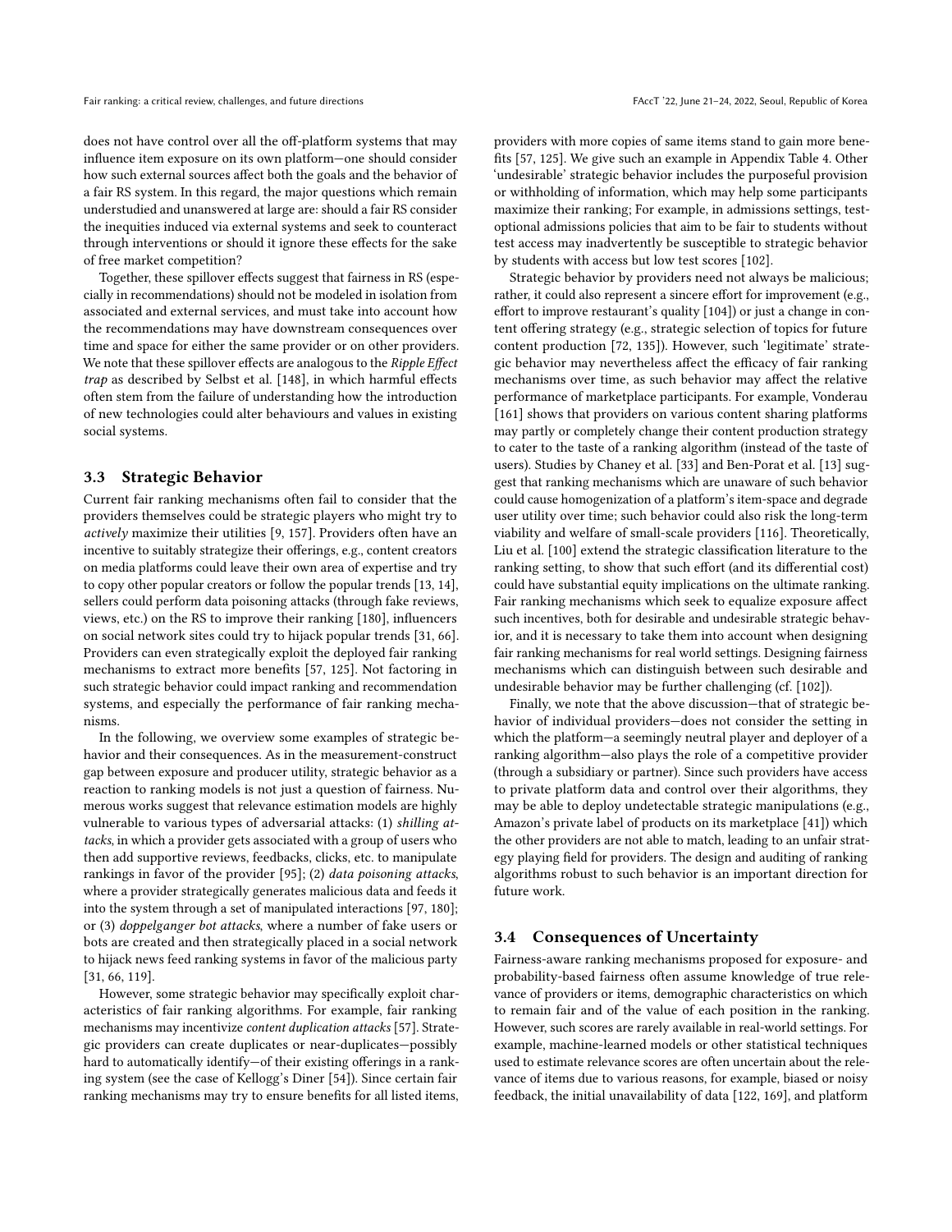does not have control over all the off-platform systems that may influence item exposure on its own platform—one should consider how such external sources affect both the goals and the behavior of a fair RS system. In this regard, the major questions which remain understudied and unanswered at large are: should a fair RS consider the inequities induced via external systems and seek to counteract through interventions or should it ignore these effects for the sake of free market competition?

Together, these spillover effects suggest that fairness in RS (especially in recommendations) should not be modeled in isolation from associated and external services, and must take into account how the recommendations may have downstream consequences over time and space for either the same provider or on other providers. We note that these spillover effects are analogous to the *Ripple Effect trap* as described by Selbst et al. [148], in which harmful effects often stem from the failure of understanding how the introduction of new technologies could alter behaviours and values in existing social systems.

### 3.3 Strategic Behavior

Current fair ranking mechanisms often fail to consider that the providers themselves could be strategic players who might try to *actively* maximize their utilities [9, 157]. Providers often have an incentive to suitably strategize their offerings, e.g., content creators on media platforms could leave their own area of expertise and try to copy other popular creators or follow the popular trends [13, 14], sellers could perform data poisoning attacks (through fake reviews, views, etc.) on the RS to improve their ranking [180], influencers on social network sites could try to hijack popular trends [31, 66]. Providers can even strategically exploit the deployed fair ranking mechanisms to extract more benefits [57, 125]. Not factoring in such strategic behavior could impact ranking and recommendation systems, and especially the performance of fair ranking mechanisms.

In the following, we overview some examples of strategic behavior and their consequences. As in the measurement-construct gap between exposure and producer utility, strategic behavior as a reaction to ranking models is not just a question of fairness. Numerous works suggest that relevance estimation models are highly vulnerable to various types of adversarial attacks: (1) *shilling attacks*, in which a provider gets associated with a group of users who then add supportive reviews, feedbacks, clicks, etc. to manipulate rankings in favor of the provider [95]; (2) *data poisoning attacks*, where a provider strategically generates malicious data and feeds it into the system through a set of manipulated interactions [97, 180]; or (3) *doppelganger bot attacks*, where a number of fake users or bots are created and then strategically placed in a social network to hijack news feed ranking systems in favor of the malicious party [31, 66, 119].

However, some strategic behavior may specifically exploit characteristics of fair ranking algorithms. For example, fair ranking mechanisms may incentivize *content duplication attacks* [57]. Strategic providers can create duplicates or near-duplicates—possibly hard to automatically identify—of their existing offerings in a ranking system (see the case of Kellogg's Diner [54]). Since certain fair ranking mechanisms may try to ensure benefits for all listed items, providers with more copies of same items stand to gain more benefits [57, 125]. We give such an example in Appendix Table 4. Other 'undesirable' strategic behavior includes the purposeful provision or withholding of information, which may help some participants maximize their ranking; For example, in admissions settings, test-optional admissions policies that aim to be fair to students without test access may inadvertently be susceptible to strategic behavior by students with access but low test scores [102].

Strategic behavior by providers need not always be malicious; rather, it could also represent a sincere effort for improvement (e.g., effort to improve restaurant's quality [104]) or just a change in content offering strategy (e.g., strategic selection of topics for future content production [72, 135]). However, such 'legitimate' strategic behavior may nevertheless affect the efficacy of fair ranking mechanisms over time, as such behavior may affect the relative performance of marketplace participants. For example, Vonderau [161] shows that providers on various content sharing platforms may partly or completely change their content production strategy to cater to the taste of a ranking algorithm (instead of the taste of users). Studies by Chaney et al. [33] and Ben-Porat et al. [13] suggest that ranking mechanisms which are unaware of such behavior could cause homogenization of a platform's item-space and degrade user utility over time; such behavior could also risk the long-term viability and welfare of small-scale providers [116]. Theoretically, Liu et al. [100] extend the strategic classification literature to the ranking setting, to show that such effort (and its differential cost) could have substantial equity implications on the ultimate ranking. Fair ranking mechanisms which seek to equalize exposure affect such incentives, both for desirable and undesirable strategic behavior, and it is necessary to take them into account when designing fair ranking mechanisms for real world settings. Designing fairness mechanisms which can distinguish between such desirable and undesirable behavior may be further challenging (cf. [102]).

Finally, we note that the above discussion—that of strategic behavior of individual providers—does not consider the setting in which the platform—a seemingly neutral player and deployer of a ranking algorithm—also plays the role of a competitive provider (through a subsidiary or partner). Since such providers have access to private platform data and control over their algorithms, they may be able to deploy undetectable strategic manipulations (e.g., Amazon's private label of products on its marketplace [41]) which the other providers are not able to match, leading to an unfair strategy playing field for providers. The design and auditing of ranking algorithms robust to such behavior is an important direction for future work.

### 3.4 Consequences of Uncertainty

Fairness-aware ranking mechanisms proposed for exposure- and probability-based fairness often assume knowledge of true relevance of providers or items, demographic characteristics on which to remain fair and of the value of each position in the ranking. However, such scores are rarely available in real-world settings. For example, machine-learned models or other statistical techniques used to estimate relevance scores are often uncertain about the relevance of items due to various reasons, for example, biased or noisy feedback, the initial unavailability of data [122, 169], and platform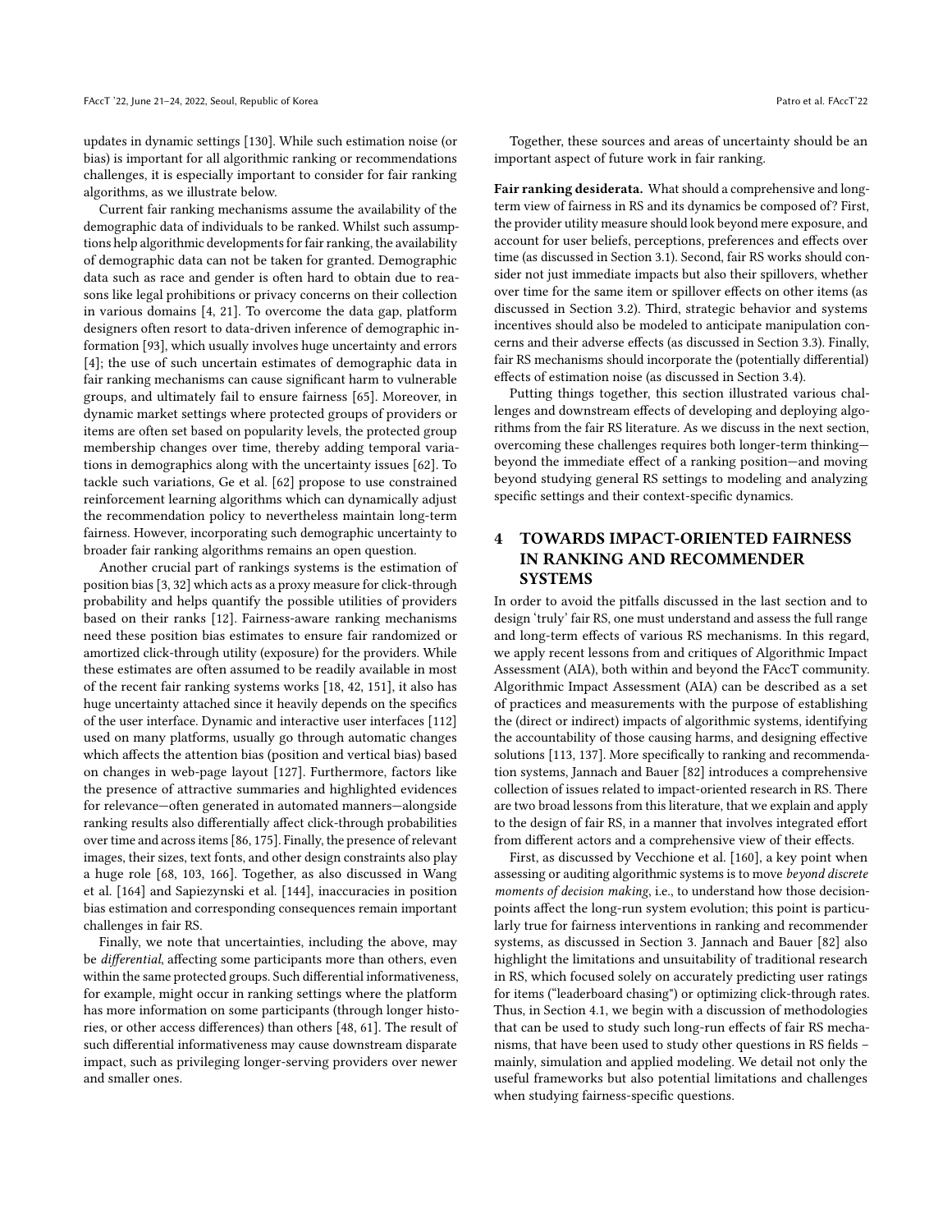updates in dynamic settings [130]. While such estimation noise (or bias) is important for all algorithmic ranking or recommendations challenges, it is especially important to consider for fair ranking algorithms, as we illustrate below.

Current fair ranking mechanisms assume the availability of the demographic data of individuals to be ranked. Whilst such assumptions help algorithmic developments for fair ranking, the availability of demographic data can not be taken for granted. Demographic data such as race and gender is often hard to obtain due to reasons like legal prohibitions or privacy concerns on their collection in various domains [4, 21]. To overcome the data gap, platform designers often resort to data-driven inference of demographic information [93], which usually involves huge uncertainty and errors [4]; the use of such uncertain estimates of demographic data in fair ranking mechanisms can cause significant harm to vulnerable groups, and ultimately fail to ensure fairness [65]. Moreover, in dynamic market settings where protected groups of providers or items are often set based on popularity levels, the protected group membership changes over time, thereby adding temporal variations in demographics along with the uncertainty issues [62]. To tackle such variations, Ge et al. [62] propose to use constrained reinforcement learning algorithms which can dynamically adjust the recommendation policy to nevertheless maintain long-term fairness. However, incorporating such demographic uncertainty to broader fair ranking algorithms remains an open question.

Another crucial part of rankings systems is the estimation of position bias [3, 32] which acts as a proxy measure for click-through probability and helps quantify the possible utilities of providers based on their ranks [12]. Fairness-aware ranking mechanisms need these position bias estimates to ensure fair randomized or amortized click-through utility (exposure) for the providers. While these estimates are often assumed to be readily available in most of the recent fair ranking systems works [18, 42, 151], it also has huge uncertainty attached since it heavily depends on the specifics of the user interface. Dynamic and interactive user interfaces [112] used on many platforms, usually go through automatic changes which affects the attention bias (position and vertical bias) based on changes in web-page layout [127]. Furthermore, factors like the presence of attractive summaries and highlighted evidences for relevance—often generated in automated manners—alongside ranking results also differentially affect click-through probabilities over time and across items [86, 175]. Finally, the presence of relevant images, their sizes, text fonts, and other design constraints also play a huge role [68, 103, 166]. Together, as also discussed in Wang et al. [164] and Sapiezynski et al. [144], inaccuracies in position bias estimation and corresponding consequences remain important challenges in fair RS.

Finally, we note that uncertainties, including the above, may be *differential*, affecting some participants more than others, even within the same protected groups. Such differential informativeness, for example, might occur in ranking settings where the platform has more information on some participants (through longer histories, or other access differences) than others [48, 61]. The result of such differential informativeness may cause downstream disparate impact, such as privileging longer-serving providers over newer and smaller ones.

Together, these sources and areas of uncertainty should be an important aspect of future work in fair ranking.

**Fair ranking desiderata.** What should a comprehensive and long-term view of fairness in RS and its dynamics be composed of? First, the provider utility measure should look beyond mere exposure, and account for user beliefs, perceptions, preferences and effects over time (as discussed in Section 3.1). Second, fair RS works should consider not just immediate impacts but also their spillovers, whether over time for the same item or spillover effects on other items (as discussed in Section 3.2). Third, strategic behavior and systems incentives should also be modeled to anticipate manipulation concerns and their adverse effects (as discussed in Section 3.3). Finally, fair RS mechanisms should incorporate the (potentially differential) effects of estimation noise (as discussed in Section 3.4).

Putting things together, this section illustrated various challenges and downstream effects of developing and deploying algorithms from the fair RS literature. As we discuss in the next section, overcoming these challenges requires both longer-term thinking—beyond the immediate effect of a ranking position—and moving beyond studying general RS settings to modeling and analyzing specific settings and their context-specific dynamics.

# 4 TOWARDS IMPACT-ORIENTED FAIRNESS IN RANKING AND RECOMMENDER SYSTEMS

In order to avoid the pitfalls discussed in the last section and to design 'truly' fair RS, one must understand and assess the full range and long-term effects of various RS mechanisms. In this regard, we apply recent lessons from and critiques of Algorithmic Impact Assessment (AIA), both within and beyond the FAccT community. Algorithmic Impact Assessment (AIA) can be described as a set of practices and measurements with the purpose of establishing the (direct or indirect) impacts of algorithmic systems, identifying the accountability of those causing harms, and designing effective solutions [113, 137]. More specifically to ranking and recommendation systems, Jannach and Bauer [82] introduces a comprehensive collection of issues related to impact-oriented research in RS. There are two broad lessons from this literature, that we explain and apply to the design of fair RS, in a manner that involves integrated effort from different actors and a comprehensive view of their effects.

First, as discussed by Vecchione et al. [160], a key point when assessing or auditing algorithmic systems is to move *beyond discrete moments of decision making*, i.e., to understand how those decision-points affect the long-run system evolution; this point is particularly true for fairness interventions in ranking and recommender systems, as discussed in Section 3. Jannach and Bauer [82] also highlight the limitations and unsuitability of traditional research in RS, which focused solely on accurately predicting user ratings for items ("leaderboard chasing") or optimizing click-through rates. Thus, in Section 4.1, we begin with a discussion of methodologies that can be used to study such long-run effects of fair RS mechanisms, that have been used to study other questions in RS fields – mainly, simulation and applied modeling. We detail not only the useful frameworks but also potential limitations and challenges when studying fairness-specific questions.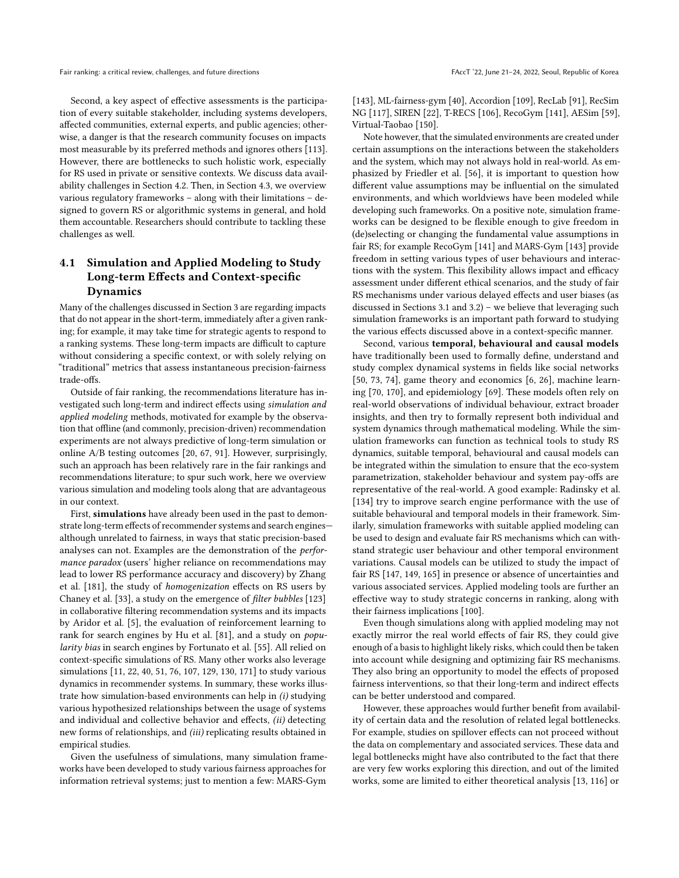Second, a key aspect of effective assessments is the participation of every suitable stakeholder, including systems developers, affected communities, external experts, and public agencies; otherwise, a danger is that the research community focuses on impacts most measurable by its preferred methods and ignores others [113]. However, there are bottlenecks to such holistic work, especially for RS used in private or sensitive contexts. We discuss data availability challenges in Section 4.2. Then, in Section 4.3, we overview various regulatory frameworks – along with their limitations – designed to govern RS or algorithmic systems in general, and hold them accountable. Researchers should contribute to tackling these challenges as well.

## 4.1 Simulation and Applied Modeling to Study Long-term Effects and Context-specific Dynamics

Many of the challenges discussed in Section 3 are regarding impacts that do not appear in the short-term, immediately after a given ranking; for example, it may take time for strategic agents to respond to a ranking systems. These long-term impacts are difficult to capture without considering a specific context, or with solely relying on "traditional" metrics that assess instantaneous precision-fairness trade-offs.

Outside of fair ranking, the recommendations literature has investigated such long-term and indirect effects using *simulation and applied modeling* methods, motivated for example by the observation that offline (and commonly, precision-driven) recommendation experiments are not always predictive of long-term simulation or online A/B testing outcomes [20, 67, 91]. However, surprisingly, such an approach has been relatively rare in the fair rankings and recommendations literature; to spur such work, here we overview various simulation and modeling tools along that are advantageous in our context.

First, **simulations** have already been used in the past to demonstrate long-term effects of recommender systems and search engines—although unrelated to fairness, in ways that static precision-based analyses can not. Examples are the demonstration of the *performance paradox* (users' higher reliance on recommendations may lead to lower RS performance accuracy and discovery) by Zhang et al. [181], the study of *homogenization* effects on RS users by Chaney et al. [33], a study on the emergence of *filter bubbles* [123] in collaborative filtering recommendation systems and its impacts by Aridor et al. [5], the evaluation of reinforcement learning to rank for search engines by Hu et al. [81], and a study on *popularity bias* in search engines by Fortunato et al. [55]. All relied on context-specific simulations of RS. Many other works also leverage simulations [11, 22, 40, 51, 76, 107, 129, 130, 171] to study various dynamics in recommender systems. In summary, these works illustrate how simulation-based environments can help in *(i)* studying various hypothesized relationships between the usage of systems and individual and collective behavior and effects, *(ii)* detecting new forms of relationships, and *(iii)* replicating results obtained in empirical studies.

Given the usefulness of simulations, many simulation frameworks have been developed to study various fairness approaches for information retrieval systems; just to mention a few: MARS-Gym [143], ML-fairness-gym [40], Accordion [109], RecLab [91], RecSim NG [117], SIREN [22], T-RECS [106], RecoGym [141], AESim [59], Virtual-Taobao [150].

Note however, that the simulated environments are created under certain assumptions on the interactions between the stakeholders and the system, which may not always hold in real-world. As emphasized by Friedler et al. [56], it is important to question how different value assumptions may be influential on the simulated environments, and which worldviews have been modeled while developing such frameworks. On a positive note, simulation frameworks can be designed to be flexible enough to give freedom in (de)selecting or changing the fundamental value assumptions in fair RS; for example RecoGym [141] and MARS-Gym [143] provide freedom in setting various types of user behaviours and interactions with the system. This flexibility allows impact and efficacy assessment under different ethical scenarios, and the study of fair RS mechanisms under various delayed effects and user biases (as discussed in Sections 3.1 and 3.2) – we believe that leveraging such simulation frameworks is an important path forward to studying the various effects discussed above in a context-specific manner.

Second, various **temporal, behavioural and causal models** have traditionally been used to formally define, understand and study complex dynamical systems in fields like social networks [50, 73, 74], game theory and economics [6, 26], machine learning [70, 170], and epidemiology [69]. These models often rely on real-world observations of individual behaviour, extract broader insights, and then try to formally represent both individual and system dynamics through mathematical modeling. While the simulation frameworks can function as technical tools to study RS dynamics, suitable temporal, behavioural and causal models can be integrated within the simulation to ensure that the eco-system parametrization, stakeholder behaviour and system pay-offs are representative of the real-world. A good example: Radinsky et al. [134] try to improve search engine performance with the use of suitable behavioural and temporal models in their framework. Similarly, simulation frameworks with suitable applied modeling can be used to design and evaluate fair RS mechanisms which can withstand strategic user behaviour and other temporal environment variations. Causal models can be utilized to study the impact of fair RS [147, 149, 165] in presence or absence of uncertainties and various associated services. Applied modeling tools are further an effective way to study strategic concerns in ranking, along with their fairness implications [100].

Even though simulations along with applied modeling may not exactly mirror the real world effects of fair RS, they could give enough of a basis to highlight likely risks, which could then be taken into account while designing and optimizing fair RS mechanisms. They also bring an opportunity to model the effects of proposed fairness interventions, so that their long-term and indirect effects can be better understood and compared.

However, these approaches would further benefit from availability of certain data and the resolution of related legal bottlenecks. For example, studies on spillover effects can not proceed without the data on complementary and associated services. These data and legal bottlenecks might have also contributed to the fact that there are very few works exploring this direction, and out of the limited works, some are limited to either theoretical analysis [13, 116] or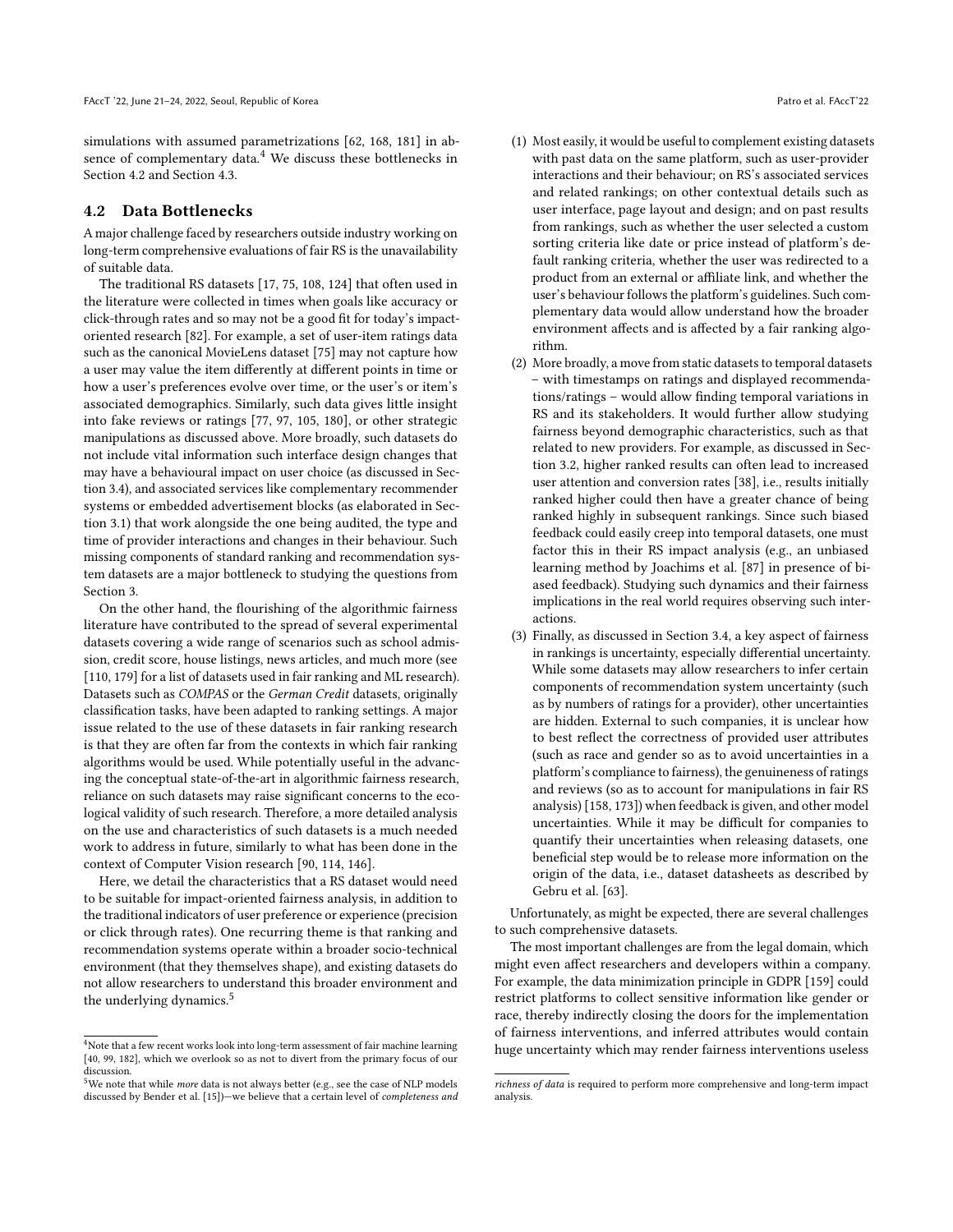simulations with assumed parametrizations [62, 168, 181] in absence of complementary data.[4] We discuss these bottlenecks in Section 4.2 and Section 4.3.

## 4.2 Data Bottlenecks

A major challenge faced by researchers outside industry working on long-term comprehensive evaluations of fair RS is the unavailability of suitable data.

The traditional RS datasets [17, 75, 108, 124] that often used in the literature were collected in times when goals like accuracy or click-through rates and so may not be a good fit for today's impact-oriented research [82]. For example, a set of user-item ratings data such as the canonical MovieLens dataset [75] may not capture how a user may value the item differently at different points in time or how a user's preferences evolve over time, or the user's or item's associated demographics. Similarly, such data gives little insight into fake reviews or ratings [77, 97, 105, 180], or other strategic manipulations as discussed above. More broadly, such datasets do not include vital information such interface design changes that may have a behavioural impact on user choice (as discussed in Section 3.4), and associated services like complementary recommender systems or embedded advertisement blocks (as elaborated in Section 3.1) that work alongside the one being audited, the type and time of provider interactions and changes in their behaviour. Such missing components of standard ranking and recommendation system datasets are a major bottleneck to studying the questions from Section 3.

On the other hand, the flourishing of the algorithmic fairness literature have contributed to the spread of several experimental datasets covering a wide range of scenarios such as school admission, credit score, house listings, news articles, and much more (see [110, 179] for a list of datasets used in fair ranking and ML research). Datasets such as *COMPAS* or the *German Credit* datasets, originally classification tasks, have been adapted to ranking settings. A major issue related to the use of these datasets in fair ranking research is that they are often far from the contexts in which fair ranking algorithms would be used. While potentially useful in the advancing the conceptual state-of-the-art in algorithmic fairness research, reliance on such datasets may raise significant concerns to the ecological validity of such research. Therefore, a more detailed analysis on the use and characteristics of such datasets is a much needed work to address in future, similarly to what has been done in the context of Computer Vision research [90, 114, 146].

Here, we detail the characteristics that a RS dataset would need to be suitable for impact-oriented fairness analysis, in addition to the traditional indicators of user preference or experience (precision or click through rates). One recurring theme is that ranking and recommendation systems operate within a broader socio-technical environment (that they themselves shape), and existing datasets do not allow researchers to understand this broader environment and the underlying dynamics.[5]

(1) Most easily, it would be useful to complement existing datasets with past data on the same platform, such as user-provider interactions and their behaviour; on RS's associated services and related rankings; on other contextual details such as user interface, page layout and design; and on past results from rankings, such as whether the user selected a custom sorting criteria like date or price instead of platform's default ranking criteria, whether the user was redirected to a product from an external or affiliate link, and whether the user's behaviour follows the platform's guidelines. Such complementary data would allow understand how the broader environment affects and is affected by a fair ranking algorithm.
(2) More broadly, a move from static datasets to temporal datasets – with timestamps on ratings and displayed recommendations/ratings – would allow finding temporal variations in RS and its stakeholders. It would further allow studying fairness beyond demographic characteristics, such as that related to new providers. For example, as discussed in Section 3.2, higher ranked results can often lead to increased user attention and conversion rates [38], i.e., results initially ranked higher could then have a greater chance of being ranked highly in subsequent rankings. Since such biased feedback could easily creep into temporal datasets, one must factor this in their RS impact analysis (e.g., an unbiased learning method by Joachims et al. [87] in presence of biased feedback). Studying such dynamics and their fairness implications in the real world requires observing such interactions.
(3) Finally, as discussed in Section 3.4, a key aspect of fairness in rankings is uncertainty, especially differential uncertainty. While some datasets may allow researchers to infer certain components of recommendation system uncertainty (such as by numbers of ratings for a provider), other uncertainties are hidden. External to such companies, it is unclear how to best reflect the correctness of provided user attributes (such as race and gender so as to avoid uncertainties in a platform's compliance to fairness), the genuineness of ratings and reviews (so as to account for manipulations in fair RS analysis) [158, 173]) when feedback is given, and other model uncertainties. While it may be difficult for companies to quantify their uncertainties when releasing datasets, one beneficial step would be to release more information on the origin of the data, i.e., dataset datasheets as described by Gebru et al. [63].

Unfortunately, as might be expected, there are several challenges to such comprehensive datasets.

The most important challenges are from the legal domain, which might even affect researchers and developers within a company. For example, the data minimization principle in GDPR [159] could restrict platforms to collect sensitive information like gender or race, thereby indirectly closing the doors for the implementation of fairness interventions, and inferred attributes would contain huge uncertainty which may render fairness interventions useless

[4] Note that a few recent works look into long-term assessment of fair machine learning [40, 99, 182], which we overlook so as not to divert from the primary focus of our discussion.

[5] We note that while *more* data is not always better (e.g., see the case of NLP models discussed by Bender et al. [15])—we believe that a certain level of *completeness and richness of data* is required to perform more comprehensive and long-term impact analysis.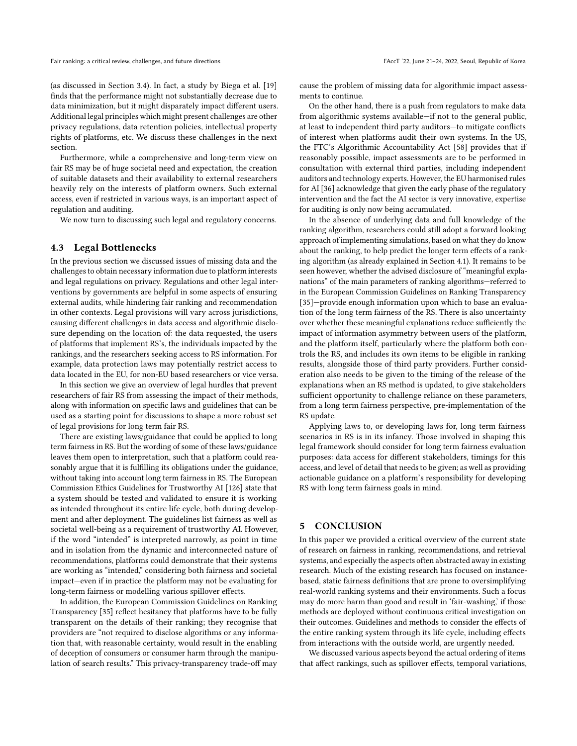(as discussed in Section 3.4). In fact, a study by Biega et al. [19] finds that the performance might not substantially decrease due to data minimization, but it might disparately impact different users. Additional legal principles which might present challenges are other privacy regulations, data retention policies, intellectual property rights of platforms, etc. We discuss these challenges in the next section.

Furthermore, while a comprehensive and long-term view on fair RS may be of huge societal need and expectation, the creation of suitable datasets and their availability to external researchers heavily rely on the interests of platform owners. Such external access, even if restricted in various ways, is an important aspect of regulation and auditing.

We now turn to discussing such legal and regulatory concerns.

### 4.3 Legal Bottlenecks

In the previous section we discussed issues of missing data and the challenges to obtain necessary information due to platform interests and legal regulations on privacy. Regulations and other legal interventions by governments are helpful in some aspects of ensuring external audits, while hindering fair ranking and recommendation in other contexts. Legal provisions will vary across jurisdictions, causing different challenges in data access and algorithmic disclosure depending on the location of: the data requested, the users of platforms that implement RS's, the individuals impacted by the rankings, and the researchers seeking access to RS information. For example, data protection laws may potentially restrict access to data located in the EU, for non-EU based researchers or vice versa.

In this section we give an overview of legal hurdles that prevent researchers of fair RS from assessing the impact of their methods, along with information on specific laws and guidelines that can be used as a starting point for discussions to shape a more robust set of legal provisions for long term fair RS.

There are existing laws/guidance that could be applied to long term fairness in RS. But the wording of some of these laws/guidance leaves them open to interpretation, such that a platform could reasonably argue that it is fulfilling its obligations under the guidance, without taking into account long term fairness in RS. The European Commission Ethics Guidelines for Trustworthy AI [126] state that a system should be tested and validated to ensure it is working as intended throughout its entire life cycle, both during development and after deployment. The guidelines list fairness as well as societal well-being as a requirement of trustworthy AI. However, if the word "intended" is interpreted narrowly, as point in time and in isolation from the dynamic and interconnected nature of recommendations, platforms could demonstrate that their systems are working as "intended," considering both fairness and societal impact—even if in practice the platform may not be evaluating for long-term fairness or modelling various spillover effects.

In addition, the European Commission Guidelines on Ranking Transparency [35] reflect hesitancy that platforms have to be fully transparent on the details of their ranking; they recognise that providers are "not required to disclose algorithms or any information that, with reasonable certainty, would result in the enabling of deception of consumers or consumer harm through the manipulation of search results." This privacy-transparency trade-off may cause the problem of missing data for algorithmic impact assessments to continue.

On the other hand, there is a push from regulators to make data from algorithmic systems available—if not to the general public, at least to independent third party auditors—to mitigate conflicts of interest when platforms audit their own systems. In the US, the FTC's Algorithmic Accountability Act [58] provides that if reasonably possible, impact assessments are to be performed in consultation with external third parties, including independent auditors and technology experts. However, the EU harmonised rules for AI [36] acknowledge that given the early phase of the regulatory intervention and the fact the AI sector is very innovative, expertise for auditing is only now being accumulated.

In the absence of underlying data and full knowledge of the ranking algorithm, researchers could still adopt a forward looking approach of implementing simulations, based on what they do know about the ranking, to help predict the longer term effects of a ranking algorithm (as already explained in Section 4.1). It remains to be seen however, whether the advised disclosure of "meaningful explanations" of the main parameters of ranking algorithms—referred to in the European Commission Guidelines on Ranking Transparency [35]—provide enough information upon which to base an evaluation of the long term fairness of the RS. There is also uncertainty over whether these meaningful explanations reduce sufficiently the impact of information asymmetry between users of the platform, and the platform itself, particularly where the platform both controls the RS, and includes its own items to be eligible in ranking results, alongside those of third party providers. Further consideration also needs to be given to the timing of the release of the explanations when an RS method is updated, to give stakeholders sufficient opportunity to challenge reliance on these parameters, from a long term fairness perspective, pre-implementation of the RS update.

Applying laws to, or developing laws for, long term fairness scenarios in RS is in its infancy. Those involved in shaping this legal framework should consider for long term fairness evaluation purposes: data access for different stakeholders, timings for this access, and level of detail that needs to be given; as well as providing actionable guidance on a platform's responsibility for developing RS with long term fairness goals in mind.

## 5 CONCLUSION

In this paper we provided a critical overview of the current state of research on fairness in ranking, recommendations, and retrieval systems, and especially the aspects often abstracted away in existing research. Much of the existing research has focused on instance-based, static fairness definitions that are prone to oversimplifying real-world ranking systems and their environments. Such a focus may do more harm than good and result in 'fair-washing,' if those methods are deployed without continuous critical investigation on their outcomes. Guidelines and methods to consider the effects of the entire ranking system through its life cycle, including effects from interactions with the outside world, are urgently needed.

We discussed various aspects beyond the actual ordering of items that affect rankings, such as spillover effects, temporal variations,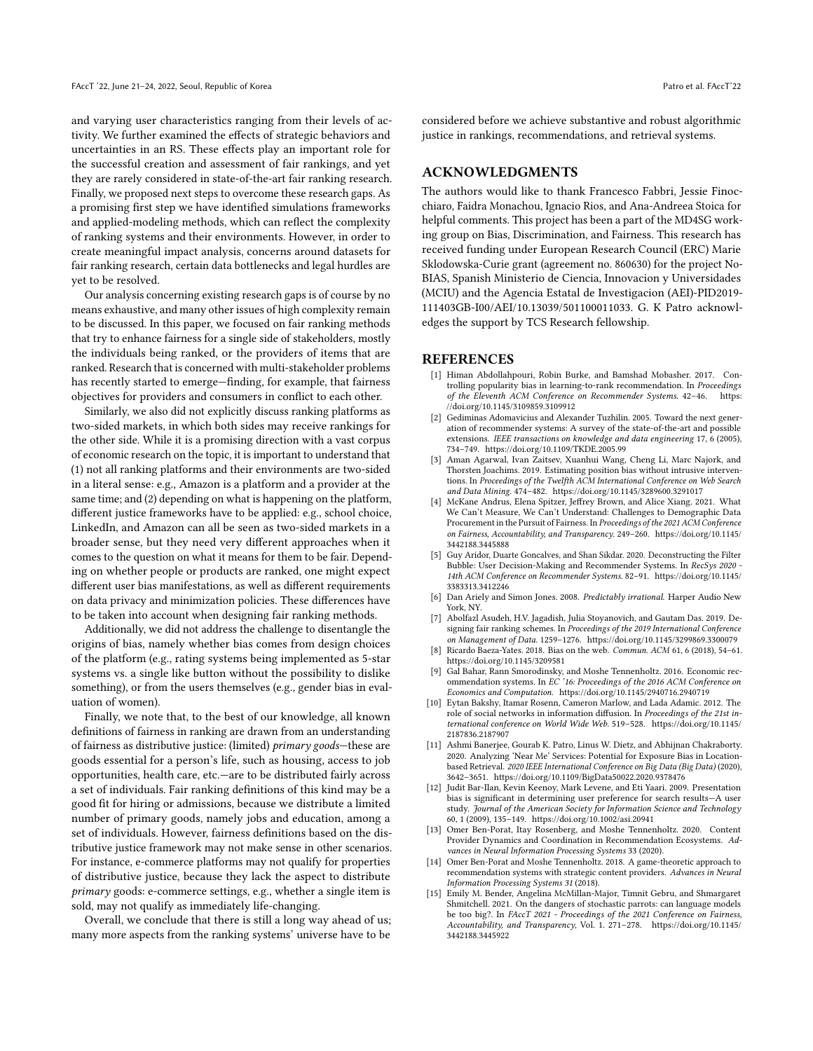and varying user characteristics ranging from their levels of activity. We further examined the effects of strategic behaviors and uncertainties in an RS. These effects play an important role for the successful creation and assessment of fair rankings, and yet they are rarely considered in state-of-the-art fair ranking research. Finally, we proposed next steps to overcome these research gaps. As a promising first step we have identified simulations frameworks and applied-modeling methods, which can reflect the complexity of ranking systems and their environments. However, in order to create meaningful impact analysis, concerns around datasets for fair ranking research, certain data bottlenecks and legal hurdles are yet to be resolved.

Our analysis concerning existing research gaps is of course by no means exhaustive, and many other issues of high complexity remain to be discussed. In this paper, we focused on fair ranking methods that try to enhance fairness for a single side of stakeholders, mostly the individuals being ranked, or the providers of items that are ranked. Research that is concerned with multi-stakeholder problems has recently started to emerge—finding, for example, that fairness objectives for providers and consumers in conflict to each other.

Similarly, we also did not explicitly discuss ranking platforms as two-sided markets, in which both sides may receive rankings for the other side. While it is a promising direction with a vast corpus of economic research on the topic, it is important to understand that (1) not all ranking platforms and their environments are two-sided in a literal sense: e.g., Amazon is a platform and a provider at the same time; and (2) depending on what is happening on the platform, different justice frameworks have to be applied: e.g., school choice, LinkedIn, and Amazon can all be seen as two-sided markets in a broader sense, but they need very different approaches when it comes to the question on what it means for them to be fair. Depending on whether people or products are ranked, one might expect different user bias manifestations, as well as different requirements on data privacy and minimization policies. These differences have to be taken into account when designing fair ranking methods.

Additionally, we did not address the challenge to disentangle the origins of bias, namely whether bias comes from design choices of the platform (e.g., rating systems being implemented as 5-star systems vs. a single like button without the possibility to dislike something), or from the users themselves (e.g., gender bias in evaluation of women).

Finally, we note that, to the best of our knowledge, all known definitions of fairness in ranking are drawn from an understanding of fairness as distributive justice: (limited) *primary goods*—these are goods essential for a person's life, such as housing, access to job opportunities, health care, etc.—are to be distributed fairly across a set of individuals. Fair ranking definitions of this kind may be a good fit for hiring or admissions, because we distribute a limited number of primary goods, namely jobs and education, among a set of individuals. However, fairness definitions based on the distributive justice framework may not make sense in other scenarios. For instance, e-commerce platforms may not qualify for properties of distributive justice, because they lack the aspect to distribute *primary* goods: e-commerce settings, e.g., whether a single item is sold, may not qualify as immediately life-changing.

Overall, we conclude that there is still a long way ahead of us; many more aspects from the ranking systems' universe have to be considered before we achieve substantive and robust algorithmic justice in rankings, recommendations, and retrieval systems.

## ACKNOWLEDGMENTS

The authors would like to thank Francesco Fabbri, Jessie Finocchiaro, Faidra Monachou, Ignacio Rios, and Ana-Andreea Stoica for helpful comments. This project has been a part of the MD4SG working group on Bias, Discrimination, and Fairness. This research has received funding under European Research Council (ERC) Marie Sklodowska-Curie grant (agreement no. 860630) for the project NoBIAS, Spanish Ministerio de Ciencia, Innovacion y Universidades (MCIU) and the Agencia Estatal de Investigacion (AEI)-PID2019-111403GB-I00/AEI/10.13039/501100011033. G. K Patro acknowledges the support by TCS Research fellowship.

## REFERENCES

- [1] Himan Abdollahpouri, Robin Burke, and Bamshad Mobasher. 2017. Controlling popularity bias in learning-to-rank recommendation. In *Proceedings of the Eleventh ACM Conference on Recommender Systems*. 42–46. https://doi.org/10.1145/3109859.3109912
- [2] Gediminas Adomavicius and Alexander Tuzhilin. 2005. Toward the next generation of recommender systems: A survey of the state-of-the-art and possible extensions. *IEEE transactions on knowledge and data engineering* 17, 6 (2005), 734–749. https://doi.org/10.1109/TKDE.2005.99
- [3] Aman Agarwal, Ivan Zaitsev, Xuanhui Wang, Cheng Li, Marc Najork, and Thorsten Joachims. 2019. Estimating position bias without intrusive interventions. In *Proceedings of the Twelfth ACM International Conference on Web Search and Data Mining*. 474–482. https://doi.org/10.1145/3289600.3291017
- [4] McKane Andrus, Elena Spitzer, Jeffrey Brown, and Alice Xiang. 2021. What We Can't Measure, We Can't Understand: Challenges to Demographic Data Procurement in the Pursuit of Fairness. In *Proceedings of the 2021 ACM Conference on Fairness, Accountability, and Transparency*. 249–260. https://doi.org/10.1145/3442188.3445888
- [5] Guy Aridor, Duarte Goncalves, and Shan Sikdar. 2020. Deconstructing the Filter Bubble: User Decision-Making and Recommender Systems. In *RecSys 2020 - 14th ACM Conference on Recommender Systems*. 82–91. https://doi.org/10.1145/3383313.3412246
- [6] Dan Ariely and Simon Jones. 2008. *Predictably irrational*. Harper Audio New York, NY.
- [7] Abolfazl Asudeh, H.V. Jagadish, Julia Stoyanovich, and Gautam Das. 2019. Designing fair ranking schemes. In *Proceedings of the 2019 International Conference on Management of Data*. 1259–1276. https://doi.org/10.1145/3299869.3300079
- [8] Ricardo Baeza-Yates. 2018. Bias on the web. *Commun. ACM* 61, 6 (2018), 54–61. https://doi.org/10.1145/3209581
- [9] Gal Bahar, Rann Smorodinsky, and Moshe Tennenholtz. 2016. Economic recommendation systems. In *EC '16: Proceedings of the 2016 ACM Conference on Economics and Computation*. https://doi.org/10.1145/2940716.2940719
- [10] Eytan Bakshy, Itamar Rosenn, Cameron Marlow, and Lada Adamic. 2012. The role of social networks in information diffusion. In *Proceedings of the 21st international conference on World Wide Web*. 519–528. https://doi.org/10.1145/2187836.2187907
- [11] Ashmi Banerjee, Gourab K. Patro, Linus W. Dietz, and Abhijnan Chakraborty. 2020. Analyzing 'Near Me' Services: Potential for Exposure Bias in Location-based Retrieval. *2020 IEEE International Conference on Big Data (Big Data)* (2020), 3642–3651. https://doi.org/10.1109/BigData50022.2020.9378476
- [12] Judit Bar-Ilan, Kevin Keenoy, Mark Levene, and Eti Yaari. 2009. Presentation bias is significant in determining user preference for search results—A user study. *Journal of the American Society for Information Science and Technology* 60, 1 (2009), 135–149. https://doi.org/10.1002/asi.20941
- [13] Omer Ben-Porat, Itay Rosenberg, and Moshe Tennenholtz. 2020. Content Provider Dynamics and Coordination in Recommendation Ecosystems. *Advances in Neural Information Processing Systems* 33 (2020).
- [14] Omer Ben-Porat and Moshe Tennenholtz. 2018. A game-theoretic approach to recommendation systems with strategic content providers. *Advances in Neural Information Processing Systems 31* (2018).
- [15] Emily M. Bender, Angelina McMillan-Major, Timnit Gebru, and Shmargaret Shmitchell. 2021. On the dangers of stochastic parrots: can language models be too big?. In *FAccT 2021 - Proceedings of the 2021 Conference on Fairness, Accountability, and Transparency*, Vol. 1. 271–278. https://doi.org/10.1145/3442188.3445922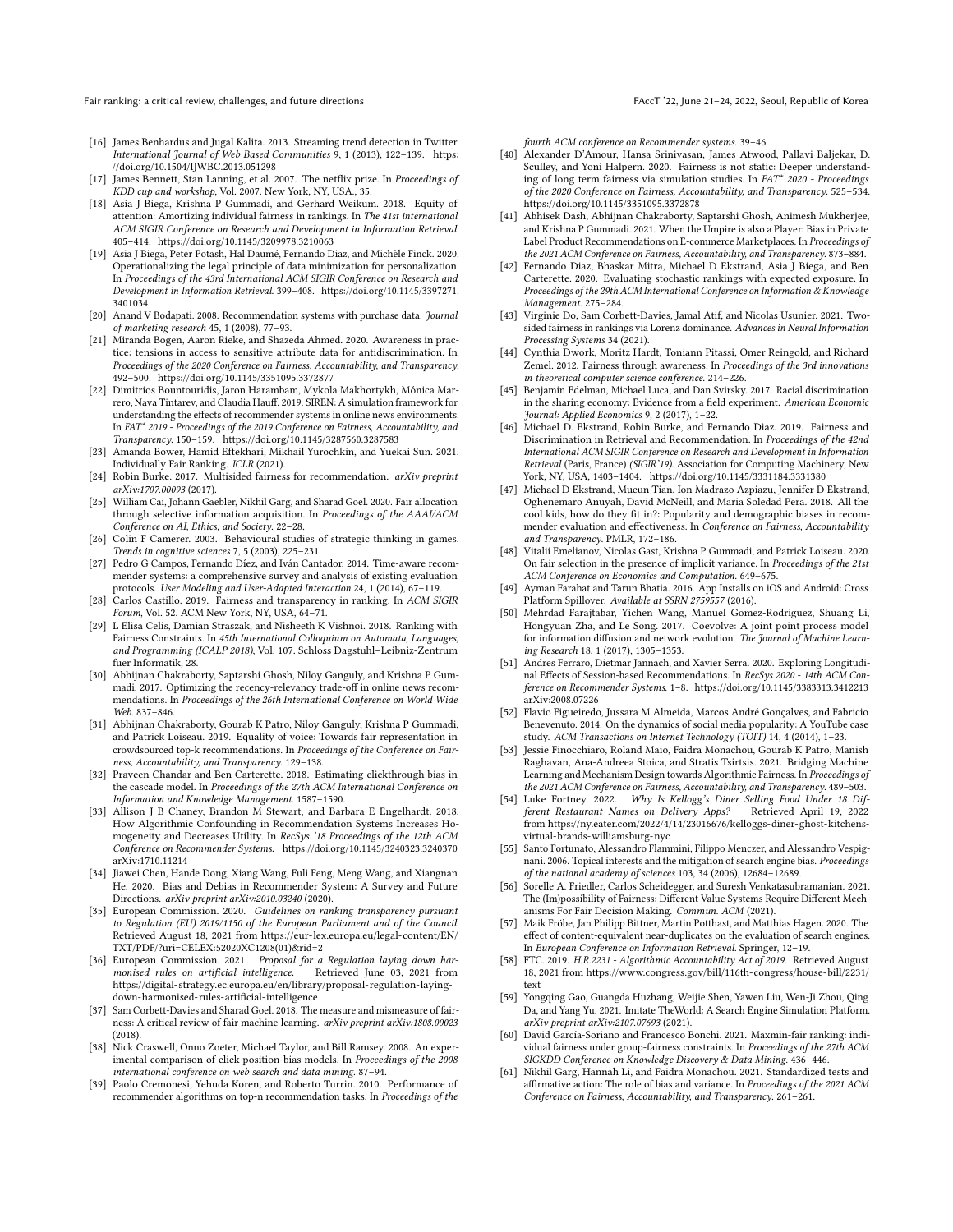- [16] James Benhardus and Jugal Kalita. 2013. Streaming trend detection in Twitter. *International Journal of Web Based Communities* 9, 1 (2013), 122–139. https://doi.org/10.1504/IJWBC.2013.051298
- [17] James Bennett, Stan Lanning, et al. 2007. The netflix prize. In *Proceedings of KDD cup and workshop*, Vol. 2007. New York, NY, USA., 35.
- [18] Asia J Biega, Krishna P Gummadi, and Gerhard Weikum. 2018. Equity of attention: Amortizing individual fairness in rankings. In *The 41st international ACM SIGIR Conference on Research and Development in Information Retrieval.* 405–414. https://doi.org/10.1145/3209978.3210063
- [19] Asia J Biega, Peter Potash, Hal Daumé, Fernando Diaz, and Michèle Finck. 2020. Operationalizing the legal principle of data minimization for personalization. In *Proceedings of the 43rd International ACM SIGIR Conference on Research and Development in Information Retrieval.* 399–408. https://doi.org/10.1145/3397271.3401034
- [20] Anand V Bodapati. 2008. Recommendation systems with purchase data. *Journal of marketing research* 45, 1 (2008), 77–93.
- [21] Miranda Bogen, Aaron Rieke, and Shazeda Ahmed. 2020. Awareness in practice: tensions in access to sensitive attribute data for antidiscrimination. In *Proceedings of the 2020 Conference on Fairness, Accountability, and Transparency.* 492–500. https://doi.org/10.1145/3351095.3372877
- [22] Dimitrios Bountouridis, Jaron Harambam, Mykola Makhortykh, Mónica Marrero, Nava Tintarev, and Claudia Hauff. 2019. SIREN: A simulation framework for understanding the effects of recommender systems in online news environments. In *FAT\* 2019 - Proceedings of the 2019 Conference on Fairness, Accountability, and Transparency.* 150–159. https://doi.org/10.1145/3287560.3287583
- [23] Amanda Bower, Hamid Eftekhari, Mikhail Yurochkin, and Yuekai Sun. 2021. Individually Fair Ranking. *ICLR* (2021).
- [24] Robin Burke. 2017. Multisided fairness for recommendation. *arXiv preprint arXiv:1707.00093* (2017).
- [25] William Cai, Johann Gaebler, Nikhil Garg, and Sharad Goel. 2020. Fair allocation through selective information acquisition. In *Proceedings of the AAAI/ACM Conference on AI, Ethics, and Society.* 22–28.
- [26] Colin F Camerer. 2003. Behavioural studies of strategic thinking in games. *Trends in cognitive sciences* 7, 5 (2003), 225–231.
- [27] Pedro G Campos, Fernando Díez, and Iván Cantador. 2014. Time-aware recommender systems: a comprehensive survey and analysis of existing evaluation protocols. *User Modeling and User-Adapted Interaction* 24, 1 (2014), 67–119.
- [28] Carlos Castillo. 2019. Fairness and transparency in ranking. In *ACM SIGIR Forum*, Vol. 52. ACM New York, NY, USA, 64–71.
- [29] L Elisa Celis, Damian Straszak, and Nisheeth K Vishnoi. 2018. Ranking with Fairness Constraints. In *45th International Colloquium on Automata, Languages, and Programming (ICALP 2018)*, Vol. 107. Schloss Dagstuhl–Leibniz-Zentrum fuer Informatik, 28.
- [30] Abhijnan Chakraborty, Saptarshi Ghosh, Niloy Ganguly, and Krishna P Gummadi. 2017. Optimizing the recency-relevancy trade-off in online news recommendations. In *Proceedings of the 26th International Conference on World Wide Web.* 837–846.
- [31] Abhijnan Chakraborty, Gourab K Patro, Niloy Ganguly, Krishna P Gummadi, and Patrick Loiseau. 2019. Equality of voice: Towards fair representation in crowdsourced top-k recommendations. In *Proceedings of the Conference on Fairness, Accountability, and Transparency.* 129–138.
- [32] Praveen Chandar and Ben Carterette. 2018. Estimating clickthrough bias in the cascade model. In *Proceedings of the 27th ACM International Conference on Information and Knowledge Management.* 1587–1590.
- [33] Allison J B Chaney, Brandon M Stewart, and Barbara E Engelhardt. 2018. How Algorithmic Confounding in Recommendation Systems Increases Homogeneity and Decreases Utility. In *RecSys '18 Proceedings of the 12th ACM Conference on Recommender Systems.* https://doi.org/10.1145/3240323.3240370 arXiv:1710.11214
- [34] Jiawei Chen, Hande Dong, Xiang Wang, Fuli Feng, Meng Wang, and Xiangnan He. 2020. Bias and Debias in Recommender System: A Survey and Future Directions. *arXiv preprint arXiv:2010.03240* (2020).
- [35] European Commission. 2020. *Guidelines on ranking transparency pursuant to Regulation (EU) 2019/1150 of the European Parliament and of the Council.* Retrieved August 18, 2021 from https://eur-lex.europa.eu/legal-content/EN/TXT/PDF/?uri=CELEX:52020XC1208(01)&rid=2
- [36] European Commission. 2021. *Proposal for a Regulation laying down harmonised rules on artificial intelligence.* Retrieved June 03, 2021 from https://digital-strategy.ec.europa.eu/en/library/proposal-regulation-laying-down-harmonised-rules-artificial-intelligence
- [37] Sam Corbett-Davies and Sharad Goel. 2018. The measure and mismeasure of fairness: A critical review of fair machine learning. *arXiv preprint arXiv:1808.00023* (2018).
- [38] Nick Craswell, Onno Zoeter, Michael Taylor, and Bill Ramsey. 2008. An experimental comparison of click position-bias models. In *Proceedings of the 2008 international conference on web search and data mining.* 87–94.
- [39] Paolo Cremonesi, Yehuda Koren, and Roberto Turrin. 2010. Performance of recommender algorithms on top-n recommendation tasks. In *Proceedings of the fourth ACM conference on Recommender systems.* 39–46.
- [40] Alexander D'Amour, Hansa Srinivasan, James Atwood, Pallavi Baljekar, D. Sculley, and Yoni Halpern. 2020. Fairness is not static: Deeper understanding of long term fairness via simulation studies. In *FAT\* 2020 - Proceedings of the 2020 Conference on Fairness, Accountability, and Transparency.* 525–534. https://doi.org/10.1145/3351095.3372878
- [41] Abhisek Dash, Abhijnan Chakraborty, Saptarshi Ghosh, Animesh Mukherjee, and Krishna P Gummadi. 2021. When the Umpire is also a Player: Bias in Private Label Product Recommendations on E-commerce Marketplaces. In *Proceedings of the 2021 ACM Conference on Fairness, Accountability, and Transparency.* 873–884.
- [42] Fernando Diaz, Bhaskar Mitra, Michael D Ekstrand, Asia J Biega, and Ben Carterette. 2020. Evaluating stochastic rankings with expected exposure. In *Proceedings of the 29th ACM International Conference on Information & Knowledge Management.* 275–284.
- [43] Virginie Do, Sam Corbett-Davies, Jamal Atif, and Nicolas Usunier. 2021. Two-sided fairness in rankings via Lorenz dominance. *Advances in Neural Information Processing Systems* 34 (2021).
- [44] Cynthia Dwork, Moritz Hardt, Toniann Pitassi, Omer Reingold, and Richard Zemel. 2012. Fairness through awareness. In *Proceedings of the 3rd innovations in theoretical computer science conference.* 214–226.
- [45] Benjamin Edelman, Michael Luca, and Dan Svirsky. 2017. Racial discrimination in the sharing economy: Evidence from a field experiment. *American Economic Journal: Applied Economics* 9, 2 (2017), 1–22.
- [46] Michael D. Ekstrand, Robin Burke, and Fernando Diaz. 2019. Fairness and Discrimination in Retrieval and Recommendation. In *Proceedings of the 42nd International ACM SIGIR Conference on Research and Development in Information Retrieval* (Paris, France) *(SIGIR'19).* Association for Computing Machinery, New York, NY, USA, 1403–1404. https://doi.org/10.1145/3331184.3331380
- [47] Michael D Ekstrand, Mucun Tian, Ion Madrazo Azpiazu, Jennifer D Ekstrand, Oghenemaro Anuyah, David McNeill, and Maria Soledad Pera. 2018. All the cool kids, how do they fit in?: Popularity and demographic biases in recommender evaluation and effectiveness. In *Conference on Fairness, Accountability and Transparency.* PMLR, 172–186.
- [48] Vitalii Emelianov, Nicolas Gast, Krishna P Gummadi, and Patrick Loiseau. 2020. On fair selection in the presence of implicit variance. In *Proceedings of the 21st ACM Conference on Economics and Computation.* 649–675.
- [49] Ayman Farahat and Tarun Bhatia. 2016. App Installs on iOS and Android: Cross Platform Spillover. *Available at SSRN 2759557* (2016).
- [50] Mehrdad Farajtabar, Yichen Wang, Manuel Gomez-Rodriguez, Shuang Li, Hongyuan Zha, and Le Song. 2017. Coevolve: A joint point process model for information diffusion and network evolution. *The Journal of Machine Learning Research* 18, 1 (2017), 1305–1353.
- [51] Andres Ferraro, Dietmar Jannach, and Xavier Serra. 2020. Exploring Longitudinal Effects of Session-based Recommendations. In *RecSys 2020 - 14th ACM Conference on Recommender Systems.* 1–8. https://doi.org/10.1145/3383313.3412213 arXiv:2008.07226
- [52] Flavio Figueiredo, Jussara M Almeida, Marcos André Gonçalves, and Fabricio Benevenuto. 2014. On the dynamics of social media popularity: A YouTube case study. *ACM Transactions on Internet Technology (TOIT)* 14, 4 (2014), 1–23.
- [53] Jessie Finocchiaro, Roland Maio, Faidra Monachou, Gourab K Patro, Manish Raghavan, Ana-Andreea Stoica, and Stratis Tsirtsis. 2021. Bridging Machine Learning and Mechanism Design towards Algorithmic Fairness. In *Proceedings of the 2021 ACM Conference on Fairness, Accountability, and Transparency.* 489–503.
- [54] Luke Fortney. 2022. *Why Is Kellogg's Diner Selling Food Under 18 Different Restaurant Names on Delivery Apps?* Retrieved April 19, 2022 from https://ny.eater.com/2022/4/14/23016676/kelloggs-diner-ghost-kitchens-virtual-brands-williamsburg-nyc
- [55] Santo Fortunato, Alessandro Flammini, Filippo Menczer, and Alessandro Vespignani. 2006. Topical interests and the mitigation of search engine bias. *Proceedings of the national academy of sciences* 103, 34 (2006), 12684–12689.
- [56] Sorelle A. Friedler, Carlos Scheidegger, and Suresh Venkatasubramanian. 2021. The (Im)possibility of Fairness: Different Value Systems Require Different Mechanisms For Fair Decision Making. *Commun. ACM* (2021).
- [57] Maik Fröbe, Jan Philipp Bittner, Martin Potthast, and Matthias Hagen. 2020. The effect of content-equivalent near-duplicates on the evaluation of search engines. In *European Conference on Information Retrieval.* Springer, 12–19.
- [58] FTC. 2019. *H.R.2231 - Algorithmic Accountability Act of 2019.* Retrieved August 18, 2021 from https://www.congress.gov/bill/116th-congress/house-bill/2231/text
- [59] Yongqing Gao, Guangda Huzhang, Weijie Shen, Yawen Liu, Wen-Ji Zhou, Qing Da, and Yang Yu. 2021. Imitate TheWorld: A Search Engine Simulation Platform. *arXiv preprint arXiv:2107.07693* (2021).
- [60] David García-Soriano and Francesco Bonchi. 2021. Maxmin-fair ranking: individual fairness under group-fairness constraints. In *Proceedings of the 27th ACM SIGKDD Conference on Knowledge Discovery & Data Mining.* 436–446.
- [61] Nikhil Garg, Hannah Li, and Faidra Monachou. 2021. Standardized tests and affirmative action: The role of bias and variance. In *Proceedings of the 2021 ACM Conference on Fairness, Accountability, and Transparency.* 261–261.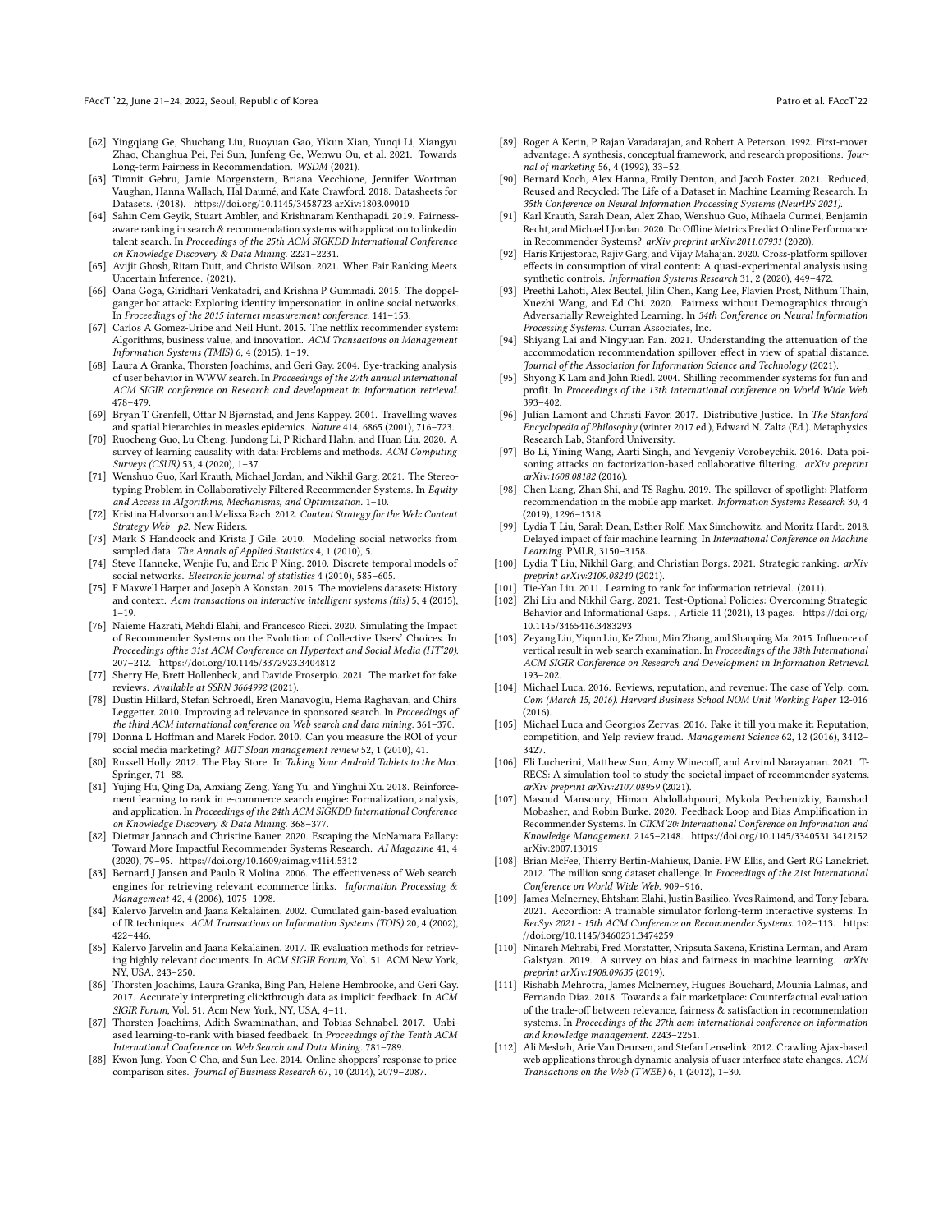[62] Yingqiang Ge, Shuchang Liu, Ruoyuan Gao, Yikun Xian, Yunqi Li, Xiangyu Zhao, Changhua Pei, Fei Sun, Junfeng Ge, Wenwu Ou, et al. 2021. Towards Long-term Fairness in Recommendation. *WSDM* (2021).

[63] Timnit Gebru, Jamie Morgenstern, Briana Vecchione, Jennifer Wortman Vaughan, Hanna Wallach, Hal Daumé, and Kate Crawford. 2018. Datasheets for Datasets. (2018). https://doi.org/10.1145/3458723 arXiv:1803.09010

[64] Sahin Cem Geyik, Stuart Ambler, and Krishnaram Kenthapadi. 2019. Fairness-aware ranking in search & recommendation systems with application to linkedin talent search. In *Proceedings of the 25th ACM SIGKDD International Conference on Knowledge Discovery & Data Mining*. 2221–2231.

[65] Avijit Ghosh, Ritam Dutt, and Christo Wilson. 2021. When Fair Ranking Meets Uncertain Inference. (2021).

[66] Oana Goga, Giridhari Venkatadri, and Krishna P Gummadi. 2015. The doppelganger bot attack: Exploring identity impersonation in online social networks. In *Proceedings of the 2015 internet measurement conference*. 141–153.

[67] Carlos A Gomez-Uribe and Neil Hunt. 2015. The netflix recommender system: Algorithms, business value, and innovation. *ACM Transactions on Management Information Systems (TMIS)* 6, 4 (2015), 1–19.

[68] Laura A Granka, Thorsten Joachims, and Geri Gay. 2004. Eye-tracking analysis of user behavior in WWW search. In *Proceedings of the 27th annual international ACM SIGIR conference on Research and development in information retrieval*. 478–479.

[69] Bryan T Grenfell, Ottar N Bjørnstad, and Jens Kappey. 2001. Travelling waves and spatial hierarchies in measles epidemics. *Nature* 414, 6865 (2001), 716–723.

[70] Ruocheng Guo, Lu Cheng, Jundong Li, P Richard Hahn, and Huan Liu. 2020. A survey of learning causality with data: Problems and methods. *ACM Computing Surveys (CSUR)* 53, 4 (2020), 1–37.

[71] Wenshuo Guo, Karl Krauth, Michael Jordan, and Nikhil Garg. 2021. The Stereotyping Problem in Collaboratively Filtered Recommender Systems. In *Equity and Access in Algorithms, Mechanisms, and Optimization*. 1–10.

[72] Kristina Halvorson and Melissa Rach. 2012. *Content Strategy for the Web: Content Strategy Web _p2*. New Riders.

[73] Mark S Handcock and Krista J Gile. 2010. Modeling social networks from sampled data. *The Annals of Applied Statistics* 4, 1 (2010), 5.

[74] Steve Hanneke, Wenjie Fu, and Eric P Xing. 2010. Discrete temporal models of social networks. *Electronic journal of statistics* 4 (2010), 585–605.

[75] F Maxwell Harper and Joseph A Konstan. 2015. The movielens datasets: History and context. *Acm transactions on interactive intelligent systems (tiis)* 5, 4 (2015), 1–19.

[76] Naieme Hazrati, Mehdi Elahi, and Francesco Ricci. 2020. Simulating the Impact of Recommender Systems on the Evolution of Collective Users' Choices. In *Proceedings ofthe 31st ACM Conference on Hypertext and Social Media (HT'20)*. 207–212. https://doi.org/10.1145/3372923.3404812

[77] Sherry He, Brett Hollenbeck, and Davide Proserpio. 2021. The market for fake reviews. *Available at SSRN 3664992* (2021).

[78] Dustin Hillard, Stefan Schroedl, Eren Manavoglu, Hema Raghavan, and Chirs Leggetter. 2010. Improving ad relevance in sponsored search. In *Proceedings of the third ACM international conference on Web search and data mining*. 361–370.

[79] Donna L Hoffman and Marek Fodor. 2010. Can you measure the ROI of your social media marketing? *MIT Sloan management review* 52, 1 (2010), 41.

[80] Russell Holly. 2012. The Play Store. In *Taking Your Android Tablets to the Max*. Springer, 71–88.

[81] Yujing Hu, Qing Da, Anxiang Zeng, Yang Yu, and Yinghui Xu. 2018. Reinforcement learning to rank in e-commerce search engine: Formalization, analysis, and application. In *Proceedings of the 24th ACM SIGKDD International Conference on Knowledge Discovery & Data Mining*. 368–377.

[82] Dietmar Jannach and Christine Bauer. 2020. Escaping the McNamara Fallacy: Toward More Impactful Recommender Systems Research. *AI Magazine* 41, 4 (2020), 79–95. https://doi.org/10.1609/aimag.v41i4.5312

[83] Bernard J Jansen and Paulo R Molina. 2006. The effectiveness of Web search engines for retrieving relevant ecommerce links. *Information Processing & Management* 42, 4 (2006), 1075–1098.

[84] Kalervo Järvelin and Jaana Kekäläinen. 2002. Cumulated gain-based evaluation of IR techniques. *ACM Transactions on Information Systems (TOIS)* 20, 4 (2002), 422–446.

[85] Kalervo Järvelin and Jaana Kekäläinen. 2017. IR evaluation methods for retrieving highly relevant documents. In *ACM SIGIR Forum*, Vol. 51. ACM New York, NY, USA, 243–250.

[86] Thorsten Joachims, Laura Granka, Bing Pan, Helene Hembrooke, and Geri Gay. 2017. Accurately interpreting clickthrough data as implicit feedback. In *ACM SIGIR Forum*, Vol. 51. Acm New York, NY, USA, 4–11.

[87] Thorsten Joachims, Adith Swaminathan, and Tobias Schnabel. 2017. Unbiased learning-to-rank with biased feedback. In *Proceedings of the Tenth ACM International Conference on Web Search and Data Mining*. 781–789.

[88] Kwon Jung, Yoon C Cho, and Sun Lee. 2014. Online shoppers' response to price comparison sites. *Journal of Business Research* 67, 10 (2014), 2079–2087.

[89] Roger A Kerin, P Rajan Varadarajan, and Robert A Peterson. 1992. First-mover advantage: A synthesis, conceptual framework, and research propositions. *Journal of marketing* 56, 4 (1992), 33–52.

[90] Bernard Koch, Alex Hanna, Emily Denton, and Jacob Foster. 2021. Reduced, Reused and Recycled: The Life of a Dataset in Machine Learning Research. In *35th Conference on Neural Information Processing Systems (NeurIPS 2021)*.

[91] Karl Krauth, Sarah Dean, Alex Zhao, Wenshuo Guo, Mihaela Curmei, Benjamin Recht, and Michael I Jordan. 2020. Do Offline Metrics Predict Online Performance in Recommender Systems? *arXiv preprint arXiv:2011.07931* (2020).

[92] Haris Krijestorac, Rajiv Garg, and Vijay Mahajan. 2020. Cross-platform spillover effects in consumption of viral content: A quasi-experimental analysis using synthetic controls. *Information Systems Research* 31, 2 (2020), 449–472.

[93] Preethi Lahoti, Alex Beutel, Jilin Chen, Kang Lee, Flavien Prost, Nithum Thain, Xuezhi Wang, and Ed Chi. 2020. Fairness without Demographics through Adversarially Reweighted Learning. In *34th Conference on Neural Information Processing Systems*. Curran Associates, Inc.

[94] Shiyang Lai and Ningyuan Fan. 2021. Understanding the attenuation of the accommodation recommendation spillover effect in view of spatial distance. *Journal of the Association for Information Science and Technology* (2021).

[95] Shyong K Lam and John Riedl. 2004. Shilling recommender systems for fun and profit. In *Proceedings of the 13th international conference on World Wide Web*. 393–402.

[96] Julian Lamont and Christi Favor. 2017. Distributive Justice. In *The Stanford Encyclopedia of Philosophy* (winter 2017 ed.), Edward N. Zalta (Ed.). Metaphysics Research Lab, Stanford University.

[97] Bo Li, Yining Wang, Aarti Singh, and Yevgeniy Vorobeychik. 2016. Data poisoning attacks on factorization-based collaborative filtering. *arXiv preprint arXiv:1608.08182* (2016).

[98] Chen Liang, Zhan Shi, and TS Raghu. 2019. The spillover of spotlight: Platform recommendation in the mobile app market. *Information Systems Research* 30, 4 (2019), 1296–1318.

[99] Lydia T Liu, Sarah Dean, Esther Rolf, Max Simchowitz, and Moritz Hardt. 2018. Delayed impact of fair machine learning. In *International Conference on Machine Learning*. PMLR, 3150–3158.

[100] Lydia T Liu, Nikhil Garg, and Christian Borgs. 2021. Strategic ranking. *arXiv preprint arXiv:2109.08240* (2021).

[101] Tie-Yan Liu. 2011. Learning to rank for information retrieval. (2011).

[102] Zhi Liu and Nikhil Garg. 2021. Test-Optional Policies: Overcoming Strategic Behavior and Informational Gaps. , Article 11 (2021), 13 pages. https://doi.org/10.1145/3465416.3483293

[103] Zeyang Liu, Yiqun Liu, Ke Zhou, Min Zhang, and Shaoping Ma. 2015. Influence of vertical result in web search examination. In *Proceedings of the 38th International ACM SIGIR Conference on Research and Development in Information Retrieval*. 193–202.

[104] Michael Luca. 2016. Reviews, reputation, and revenue: The case of Yelp. com. *Com (March 15, 2016). Harvard Business School NOM Unit Working Paper* 12-016 (2016).

[105] Michael Luca and Georgios Zervas. 2016. Fake it till you make it: Reputation, competition, and Yelp review fraud. *Management Science* 62, 12 (2016), 3412–3427.

[106] Eli Lucherini, Matthew Sun, Amy Winecoff, and Arvind Narayanan. 2021. T-RECS: A simulation tool to study the societal impact of recommender systems. *arXiv preprint arXiv:2107.08959* (2021).

[107] Masoud Mansoury, Himan Abdollahpouri, Mykola Pechenizkiy, Bamshad Mobasher, and Robin Burke. 2020. Feedback Loop and Bias Amplification in Recommender Systems. In *CIKM'20: International Conference on Information and Knowledge Management*. 2145–2148. https://doi.org/10.1145/3340531.3412152 arXiv:2007.13019

[108] Brian McFee, Thierry Bertin-Mahieux, Daniel PW Ellis, and Gert RG Lanckriet. 2012. The million song dataset challenge. In *Proceedings of the 21st International Conference on World Wide Web*. 909–916.

[109] James McInerney, Ehtsham Elahi, Justin Basilico, Yves Raimond, and Tony Jebara. 2021. Accordion: A trainable simulator forlong-term interactive systems. In *RecSys 2021 - 15th ACM Conference on Recommender Systems*. 102–113. https://doi.org/10.1145/3460231.3474259

[110] Ninareh Mehrabi, Fred Morstatter, Nripsuta Saxena, Kristina Lerman, and Aram Galstyan. 2019. A survey on bias and fairness in machine learning. *arXiv preprint arXiv:1908.09635* (2019).

[111] Rishabh Mehrotra, James McInerney, Hugues Bouchard, Mounia Lalmas, and Fernando Diaz. 2018. Towards a fair marketplace: Counterfactual evaluation of the trade-off between relevance, fairness & satisfaction in recommendation systems. In *Proceedings of the 27th acm international conference on information and knowledge management*. 2243–2251.

[112] Ali Mesbah, Arie Van Deursen, and Stefan Lenselink. 2012. Crawling Ajax-based web applications through dynamic analysis of user interface state changes. *ACM Transactions on the Web (TWEB)* 6, 1 (2012), 1–30.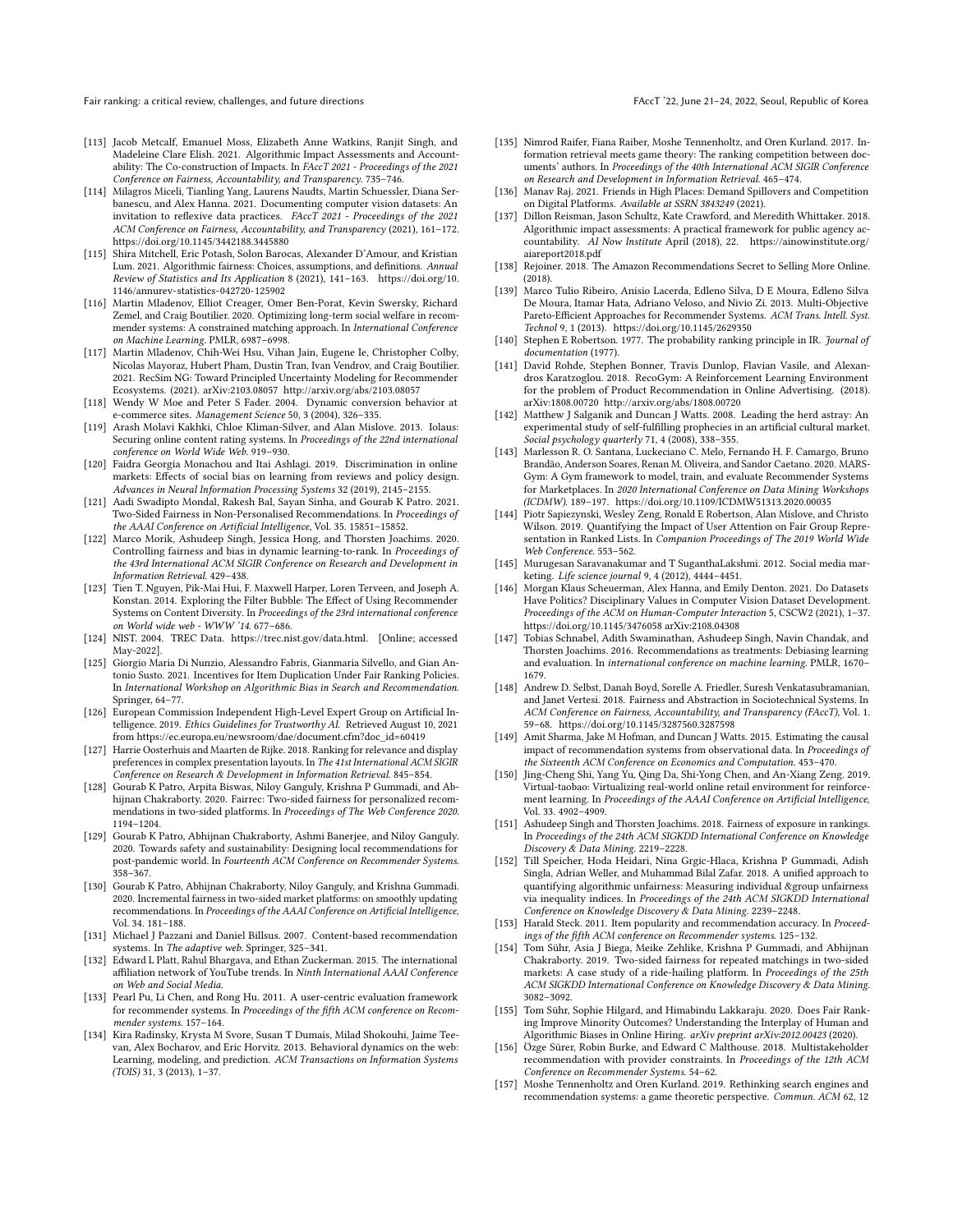[113] Jacob Metcalf, Emanuel Moss, Elizabeth Anne Watkins, Ranjit Singh, and Madeleine Clare Elish. 2021. Algorithmic Impact Assessments and Accountability: The Co-construction of Impacts. In *FAccT 2021 - Proceedings of the 2021 Conference on Fairness, Accountability, and Transparency*. 735–746.

[114] Milagros Miceli, Tianling Yang, Laurens Naudts, Martin Schuessler, Diana Serbanescu, and Alex Hanna. 2021. Documenting computer vision datasets: An invitation to reflexive data practices. *FAccT 2021 - Proceedings of the 2021 ACM Conference on Fairness, Accountability, and Transparency* (2021), 161–172. https://doi.org/10.1145/3442188.3445880

[115] Shira Mitchell, Eric Potash, Solon Barocas, Alexander D'Amour, and Kristian Lum. 2021. Algorithmic fairness: Choices, assumptions, and definitions. *Annual Review of Statistics and Its Application* 8 (2021), 141–163. https://doi.org/10.1146/annurev-statistics-042720-125902

[116] Martin Mladenov, Elliot Creager, Omer Ben-Porat, Kevin Swersky, Richard Zemel, and Craig Boutilier. 2020. Optimizing long-term social welfare in recommender systems: A constrained matching approach. In *International Conference on Machine Learning*. PMLR, 6987–6998.

[117] Martin Mladenov, Chih-Wei Hsu, Vihan Jain, Eugene Ie, Christopher Colby, Nicolas Mayoraz, Hubert Pham, Dustin Tran, Ivan Vendrov, and Craig Boutilier. 2021. RecSim NG: Toward Principled Uncertainty Modeling for Recommender Ecosystems. (2021). arXiv:2103.08057 http://arxiv.org/abs/2103.08057

[118] Wendy W Moe and Peter S Fader. 2004. Dynamic conversion behavior at e-commerce sites. *Management Science* 50, 3 (2004), 326–335.

[119] Arash Molavi Kakhki, Chloe Kliman-Silver, and Alan Mislove. 2013. Iolaus: Securing online content rating systems. In *Proceedings of the 22nd international conference on World Wide Web*. 919–930.

[120] Faidra Georgia Monachou and Itai Ashlagi. 2019. Discrimination in online markets: Effects of social bias on learning from reviews and policy design. *Advances in Neural Information Processing Systems* 32 (2019), 2145–2155.

[121] Aadi Swadipto Mondal, Rakesh Bal, Sayan Sinha, and Gourab K Patro. 2021. Two-Sided Fairness in Non-Personalised Recommendations. In *Proceedings of the AAAI Conference on Artificial Intelligence*, Vol. 35. 15851–15852.

[122] Marco Morik, Ashudeep Singh, Jessica Hong, and Thorsten Joachims. 2020. Controlling fairness and bias in dynamic learning-to-rank. In *Proceedings of the 43rd International ACM SIGIR Conference on Research and Development in Information Retrieval*. 429–438.

[123] Tien T. Nguyen, Pik-Mai Hui, F. Maxwell Harper, Loren Terveen, and Joseph A. Konstan. 2014. Exploring the Filter Bubble: The Effect of Using Recommender Systems on Content Diversity. In *Proceedings of the 23rd international conference on World wide web - WWW '14*. 677–686.

[124] NIST. 2004. TREC Data. https://trec.nist.gov/data.html. [Online; accessed May-2022].

[125] Giorgio Maria Di Nunzio, Alessandro Fabris, Gianmaria Silvello, and Gian Antonio Susto. 2021. Incentives for Item Duplication Under Fair Ranking Policies. In *International Workshop on Algorithmic Bias in Search and Recommendation*. Springer, 64–77.

[126] European Commission Independent High-Level Expert Group on Artificial Intelligence. 2019. *Ethics Guidelines for Trustworthy AI*. Retrieved August 10, 2021 from https://ec.europa.eu/newsroom/dae/document.cfm?doc_id=60419

[127] Harrie Oosterhuis and Maarten de Rijke. 2018. Ranking for relevance and display preferences in complex presentation layouts. In *The 41st International ACM SIGIR Conference on Research & Development in Information Retrieval*. 845–854.

[128] Gourab K Patro, Arpita Biswas, Niloy Ganguly, Krishna P Gummadi, and Abhijnan Chakraborty. 2020. Fairrec: Two-sided fairness for personalized recommendations in two-sided platforms. In *Proceedings of The Web Conference 2020*. 1194–1204.

[129] Gourab K Patro, Abhijnan Chakraborty, Ashmi Banerjee, and Niloy Ganguly. 2020. Towards safety and sustainability: Designing local recommendations for post-pandemic world. In *Fourteenth ACM Conference on Recommender Systems*. 358–367.

[130] Gourab K Patro, Abhijnan Chakraborty, Niloy Ganguly, and Krishna Gummadi. 2020. Incremental fairness in two-sided market platforms: on smoothly updating recommendations. In *Proceedings of the AAAI Conference on Artificial Intelligence*, Vol. 34. 181–188.

[131] Michael J Pazzani and Daniel Billsus. 2007. Content-based recommendation systems. In *The adaptive web*. Springer, 325–341.

[132] Edward L Platt, Rahul Bhargava, and Ethan Zuckerman. 2015. The international affiliation network of YouTube trends. In *Ninth International AAAI Conference on Web and Social Media*.

[133] Pearl Pu, Li Chen, and Rong Hu. 2011. A user-centric evaluation framework for recommender systems. In *Proceedings of the fifth ACM conference on Recommender systems*. 157–164.

[134] Kira Radinsky, Krysta M Svore, Susan T Dumais, Milad Shokouhi, Jaime Teevan, Alex Bocharov, and Eric Horvitz. 2013. Behavioral dynamics on the web: Learning, modeling, and prediction. *ACM Transactions on Information Systems (TOIS)* 31, 3 (2013), 1–37.

[135] Nimrod Raifer, Fiana Raiber, Moshe Tennenholtz, and Oren Kurland. 2017. Information retrieval meets game theory: The ranking competition between documents' authors. In *Proceedings of the 40th International ACM SIGIR Conference on Research and Development in Information Retrieval*. 465–474.

[136] Manav Raj. 2021. Friends in High Places: Demand Spillovers and Competition on Digital Platforms. *Available at SSRN 3843249* (2021).

[137] Dillon Reisman, Jason Schultz, Kate Crawford, and Meredith Whittaker. 2018. Algorithmic impact assessments: A practical framework for public agency accountability. *AI Now Institute* April (2018), 22. https://ainowinstitute.org/aiareport2018.pdf

[138] Rejoiner. 2018. The Amazon Recommendations Secret to Selling More Online. (2018).

[139] Marco Tulio Ribeiro, Anisio Lacerda, Edleno Silva, D E Moura, Edleno Silva De Moura, Itamar Hata, Adriano Veloso, and Nivio Zi. 2013. Multi-Objective Pareto-Efficient Approaches for Recommender Systems. *ACM Trans. Intell. Syst. Technol* 9, 1 (2013). https://doi.org/10.1145/2629350

[140] Stephen E Robertson. 1977. The probability ranking principle in IR. *Journal of documentation* (1977).

[141] David Rohde, Stephen Bonner, Travis Dunlop, Flavian Vasile, and Alexandros Karatzoglou. 2018. RecoGym: A Reinforcement Learning Environment for the problem of Product Recommendation in Online Advertising. (2018). arXiv:1808.00720 http://arxiv.org/abs/1808.00720

[142] Matthew J Salganik and Duncan J Watts. 2008. Leading the herd astray: An experimental study of self-fulfilling prophecies in an artificial cultural market. *Social psychology quarterly* 71, 4 (2008), 338–355.

[143] Marlesson R. O. Santana, Luckeciano C. Melo, Fernando H. F. Camargo, Bruno Brandão, Anderson Soares, Renan M. Oliveira, and Sandor Caetano. 2020. MARS-Gym: A Gym framework to model, train, and evaluate Recommender Systems for Marketplaces. In *2020 International Conference on Data Mining Workshops (ICDMW)*. 189–197. https://doi.org/10.1109/ICDMW51313.2020.00035

[144] Piotr Sapiezynski, Wesley Zeng, Ronald E Robertson, Alan Mislove, and Christo Wilson. 2019. Quantifying the Impact of User Attention on Fair Group Representation in Ranked Lists. In *Companion Proceedings of The 2019 World Wide Web Conference*. 553–562.

[145] Murugesan Saravanakumar and T SuganthaLakshmi. 2012. Social media marketing. *Life science journal* 9, 4 (2012), 4444–4451.

[146] Morgan Klaus Scheuerman, Alex Hanna, and Emily Denton. 2021. Do Datasets Have Politics? Disciplinary Values in Computer Vision Dataset Development. *Proceedings of the ACM on Human-Computer Interaction* 5, CSCW2 (2021), 1–37. https://doi.org/10.1145/3476058 arXiv:2108.04308

[147] Tobias Schnabel, Adith Swaminathan, Ashudeep Singh, Navin Chandak, and Thorsten Joachims. 2016. Recommendations as treatments: Debiasing learning and evaluation. In *international conference on machine learning*. PMLR, 1670–1679.

[148] Andrew D. Selbst, Danah Boyd, Sorelle A. Friedler, Suresh Venkatasubramanian, and Janet Vertesi. 2018. Fairness and Abstraction in Sociotechnical Systems. In *ACM Conference on Fairness, Accountability, and Transparency (FAccT)*, Vol. 1. 59–68. https://doi.org/10.1145/3287560.3287598

[149] Amit Sharma, Jake M Hofman, and Duncan J Watts. 2015. Estimating the causal impact of recommendation systems from observational data. In *Proceedings of the Sixteenth ACM Conference on Economics and Computation*. 453–470.

[150] Jing-Cheng Shi, Yang Yu, Qing Da, Shi-Yong Chen, and An-Xiang Zeng. 2019. Virtual-taobao: Virtualizing real-world online retail environment for reinforcement learning. In *Proceedings of the AAAI Conference on Artificial Intelligence*, Vol. 33. 4902–4909.

[151] Ashudeep Singh and Thorsten Joachims. 2018. Fairness of exposure in rankings. In *Proceedings of the 24th ACM SIGKDD International Conference on Knowledge Discovery & Data Mining*. 2219–2228.

[152] Till Speicher, Hoda Heidari, Nina Grgic-Hlaca, Krishna P Gummadi, Adish Singla, Adrian Weller, and Muhammad Bilal Zafar. 2018. A unified approach to quantifying algorithmic unfairness: Measuring individual &group unfairness via inequality indices. In *Proceedings of the 24th ACM SIGKDD International Conference on Knowledge Discovery & Data Mining*. 2239–2248.

[153] Harald Steck. 2011. Item popularity and recommendation accuracy. In *Proceedings of the fifth ACM conference on Recommender systems*. 125–132.

[154] Tom Sühr, Asia J Biega, Meike Zehlike, Krishna P Gummadi, and Abhijnan Chakraborty. 2019. Two-sided fairness for repeated matchings in two-sided markets: A case study of a ride-hailing platform. In *Proceedings of the 25th ACM SIGKDD International Conference on Knowledge Discovery & Data Mining*. 3082–3092.

[155] Tom Sühr, Sophie Hilgard, and Himabindu Lakkaraju. 2020. Does Fair Ranking Improve Minority Outcomes? Understanding the Interplay of Human and Algorithmic Biases in Online Hiring. *arXiv preprint arXiv:2012.00423* (2020).

[156] Özge Sürer, Robin Burke, and Edward C Malthouse. 2018. Multistakeholder recommendation with provider constraints. In *Proceedings of the 12th ACM Conference on Recommender Systems*. 54–62.

[157] Moshe Tennenholtz and Oren Kurland. 2019. Rethinking search engines and recommendation systems: a game theoretic perspective. *Commun. ACM* 62, 12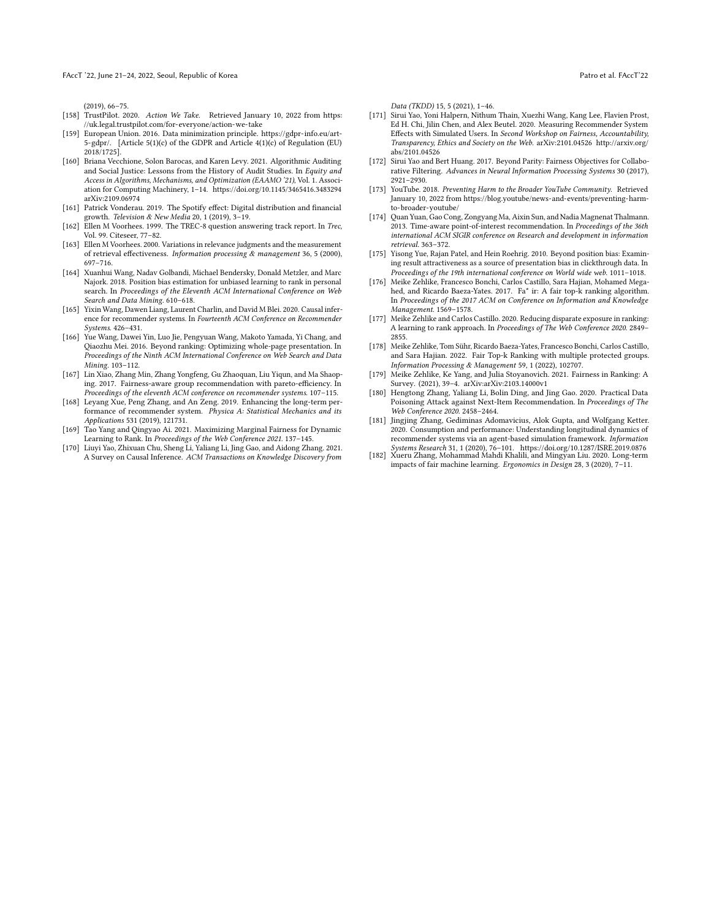(2019), 66–75.

[158] TrustPilot. 2020. *Action We Take*. Retrieved January 10, 2022 from https://uk.legal.trustpilot.com/for-everyone/action-we-take

[159] European Union. 2016. Data minimization principle. https://gdpr-info.eu/art-5-gdpr/. [Article 5(1)(c) of the GDPR and Article 4(1)(c) of Regulation (EU) 2018/1725].

[160] Briana Vecchione, Solon Barocas, and Karen Levy. 2021. Algorithmic Auditing and Social Justice: Lessons from the History of Audit Studies. In *Equity and Access in Algorithms, Mechanisms, and Optimization (EAAMO '21)*, Vol. 1. Association for Computing Machinery, 1–14. https://doi.org/10.1145/3465416.3483294 arXiv:2109.06974

[161] Patrick Vonderau. 2019. The Spotify effect: Digital distribution and financial growth. *Television & New Media* 20, 1 (2019), 3–19.

[162] Ellen M Voorhees. 1999. The TREC-8 question answering track report. In *Trec*, Vol. 99. Citeseer, 77–82.

[163] Ellen M Voorhees. 2000. Variations in relevance judgments and the measurement of retrieval effectiveness. *Information processing & management* 36, 5 (2000), 697–716.

[164] Xuanhui Wang, Nadav Golbandi, Michael Bendersky, Donald Metzler, and Marc Najork. 2018. Position bias estimation for unbiased learning to rank in personal search. In *Proceedings of the Eleventh ACM International Conference on Web Search and Data Mining*. 610–618.

[165] Yixin Wang, Dawen Liang, Laurent Charlin, and David M Blei. 2020. Causal inference for recommender systems. In *Fourteenth ACM Conference on Recommender Systems*. 426–431.

[166] Yue Wang, Dawei Yin, Luo Jie, Pengyuan Wang, Makoto Yamada, Yi Chang, and Qiaozhu Mei. 2016. Beyond ranking: Optimizing whole-page presentation. In *Proceedings of the Ninth ACM International Conference on Web Search and Data Mining*. 103–112.

[167] Lin Xiao, Zhang Min, Zhang Yongfeng, Gu Zhaoquan, Liu Yiqun, and Ma Shaoping. 2017. Fairness-aware group recommendation with pareto-efficiency. In *Proceedings of the eleventh ACM conference on recommender systems*. 107–115.

[168] Leyang Xue, Peng Zhang, and An Zeng. 2019. Enhancing the long-term performance of recommender system. *Physica A: Statistical Mechanics and its Applications* 531 (2019), 121731.

[169] Tao Yang and Qingyao Ai. 2021. Maximizing Marginal Fairness for Dynamic Learning to Rank. In *Proceedings of the Web Conference 2021*. 137–145.

[170] Liuyi Yao, Zhixuan Chu, Sheng Li, Yaliang Li, Jing Gao, and Aidong Zhang. 2021. A Survey on Causal Inference. *ACM Transactions on Knowledge Discovery from Data (TKDD)* 15, 5 (2021), 1–46.

[171] Sirui Yao, Yoni Halpern, Nithum Thain, Xuezhi Wang, Kang Lee, Flavien Prost, Ed H. Chi, Jilin Chen, and Alex Beutel. 2020. Measuring Recommender System Effects with Simulated Users. In *Second Workshop on Fairness, Accountability, Transparency, Ethics and Society on the Web*. arXiv:2101.04526 http://arxiv.org/abs/2101.04526

[172] Sirui Yao and Bert Huang. 2017. Beyond Parity: Fairness Objectives for Collaborative Filtering. *Advances in Neural Information Processing Systems* 30 (2017), 2921–2930.

[173] YouTube. 2018. *Preventing Harm to the Broader YouTube Community*. Retrieved January 10, 2022 from https://blog.youtube/news-and-events/preventing-harm-to-broader-youtube/

[174] Quan Yuan, Gao Cong, Zongyang Ma, Aixin Sun, and Nadia Magnenat Thalmann. 2013. Time-aware point-of-interest recommendation. In *Proceedings of the 36th international ACM SIGIR conference on Research and development in information retrieval*. 363–372.

[175] Yisong Yue, Rajan Patel, and Hein Roehrig. 2010. Beyond position bias: Examining result attractiveness as a source of presentation bias in clickthrough data. In *Proceedings of the 19th international conference on World wide web*. 1011–1018.

[176] Meike Zehlike, Francesco Bonchi, Carlos Castillo, Sara Hajian, Mohamed Megahed, and Ricardo Baeza-Yates. 2017. Fa* ir: A fair top-k ranking algorithm. In *Proceedings of the 2017 ACM on Conference on Information and Knowledge Management*. 1569–1578.

[177] Meike Zehlike and Carlos Castillo. 2020. Reducing disparate exposure in ranking: A learning to rank approach. In *Proceedings of The Web Conference 2020*. 2849–2855.

[178] Meike Zehlike, Tom Sühr, Ricardo Baeza-Yates, Francesco Bonchi, Carlos Castillo, and Sara Hajian. 2022. Fair Top-k Ranking with multiple protected groups. *Information Processing & Management* 59, 1 (2022), 102707.

[179] Meike Zehlike, Ke Yang, and Julia Stoyanovich. 2021. Fairness in Ranking: A Survey. (2021), 39–4. arXiv:arXiv:2103.14000v1

[180] Hengtong Zhang, Yaliang Li, Bolin Ding, and Jing Gao. 2020. Practical Data Poisoning Attack against Next-Item Recommendation. In *Proceedings of The Web Conference 2020*. 2458–2464.

[181] Jingjing Zhang, Gediminas Adomavicius, Alok Gupta, and Wolfgang Ketter. 2020. Consumption and performance: Understanding longitudinal dynamics of recommender systems via an agent-based simulation framework. *Information Systems Research* 31, 1 (2020), 76–101. https://doi.org/10.1287/ISRE.2019.0876

[182] Xueru Zhang, Mohammad Mahdi Khalili, and Mingyan Liu. 2020. Long-term impacts of fair machine learning. *Ergonomics in Design* 28, 3 (2020), 7–11.